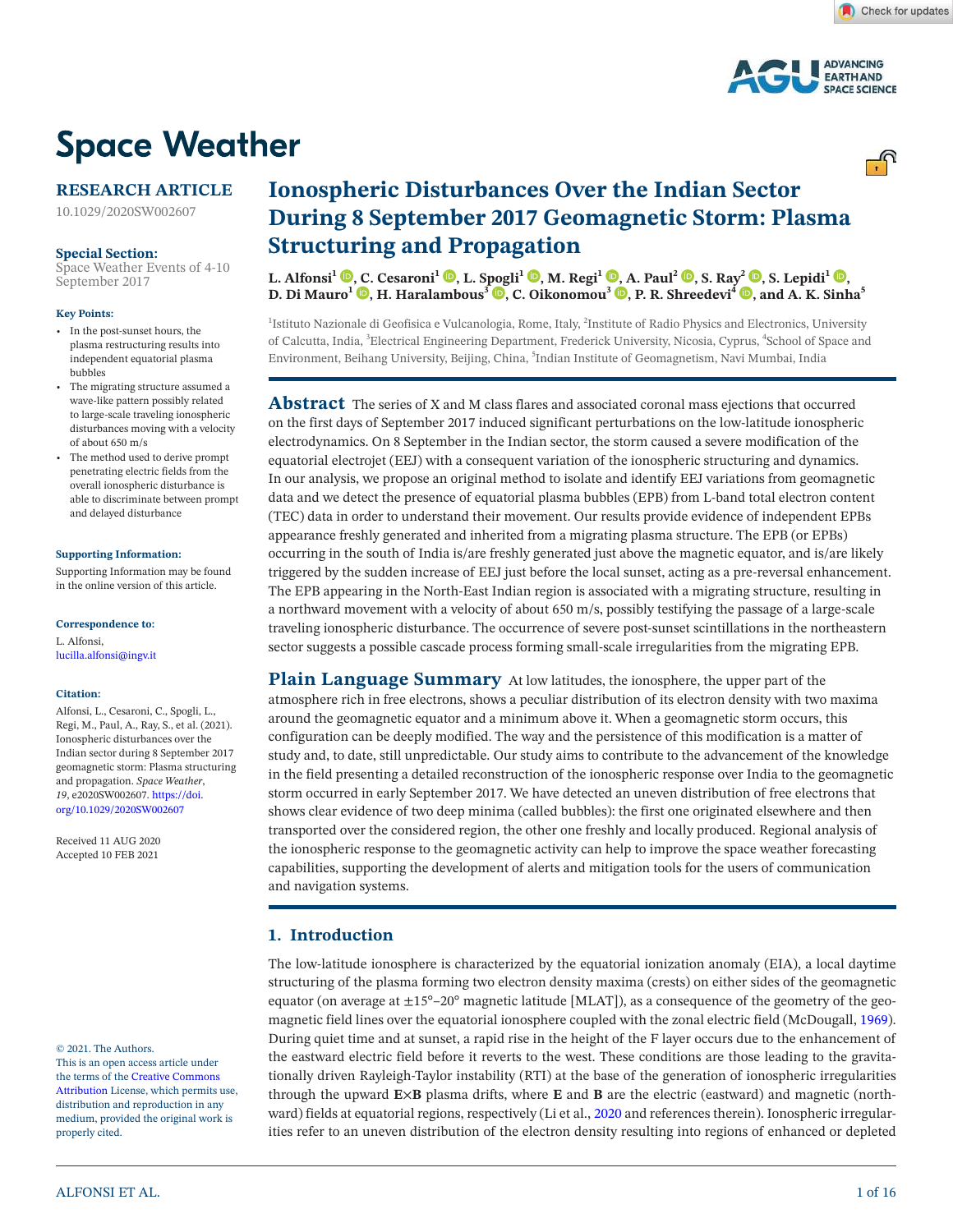Space Weather

RESEARCH ARTICLE

10.1029/2020SW002607

**Special Section:**
Space Weather Events of 4-10 September 2017

**Key Points:**

- In the post-sunset hours, the plasma restructuring results into independent equatorial plasma bubbles
- The migrating structure assumed a wave-like pattern possibly related to large-scale traveling ionospheric disturbances moving with a velocity of about 650 m/s
- The method used to derive prompt penetrating electric fields from the overall ionospheric disturbance is able to discriminate between prompt and delayed disturbance

**Supporting Information:**

Supporting Information may be found in the online version of this article.

**Correspondence to:**

L. Alfonsi,
lucilla.alfonsi@ingv.it

**Citation:**

Alfonsi, L., Cesaroni, C., Spogli, L., Regi, M., Paul, A., Ray, S., et al. (2021). Ionospheric disturbances over the Indian sector during 8 September 2017 geomagnetic storm: Plasma structuring and propagation. *Space Weather*, *19*, e2020SW002607. https://doi.org/10.1029/2020SW002607

Received 11 AUG 2020
Accepted 10 FEB 2021

© 2021. The Authors.
This is an open access article under the terms of the Creative Commons Attribution License, which permits use, distribution and reproduction in any medium, provided the original work is properly cited.

# Ionospheric Disturbances Over the Indian Sector During 8 September 2017 Geomagnetic Storm: Plasma Structuring and Propagation

**L. Alfonsi[1], C. Cesaroni[1], L. Spogli[1], M. Regi[1], A. Paul[2], S. Ray[2], S. Lepidi[1], D. Di Mauro[1], H. Haralambous[3], C. Oikonomou[3], P. R. Shreedevi[4], and A. K. Sinha[5]**

[1]Istituto Nazionale di Geofisica e Vulcanologia, Rome, Italy, [2]Institute of Radio Physics and Electronics, University of Calcutta, India, [3]Electrical Engineering Department, Frederick University, Nicosia, Cyprus, [4]School of Space and Environment, Beihang University, Beijing, China, [5]Indian Institute of Geomagnetism, Navi Mumbai, India

**Abstract** The series of X and M class flares and associated coronal mass ejections that occurred on the first days of September 2017 induced significant perturbations on the low-latitude ionospheric electrodynamics. On 8 September in the Indian sector, the storm caused a severe modification of the equatorial electrojet (EEJ) with a consequent variation of the ionospheric structuring and dynamics. In our analysis, we propose an original method to isolate and identify EEJ variations from geomagnetic data and we detect the presence of equatorial plasma bubbles (EPB) from L-band total electron content (TEC) data in order to understand their movement. Our results provide evidence of independent EPBs appearance freshly generated and inherited from a migrating plasma structure. The EPB (or EPBs) occurring in the south of India is/are freshly generated just above the magnetic equator, and is/are likely triggered by the sudden increase of EEJ just before the local sunset, acting as a pre-reversal enhancement. The EPB appearing in the North-East Indian region is associated with a migrating structure, resulting in a northward movement with a velocity of about 650 m/s, possibly testifying the passage of a large-scale traveling ionospheric disturbance. The occurrence of severe post-sunset scintillations in the northeastern sector suggests a possible cascade process forming small-scale irregularities from the migrating EPB.

**Plain Language Summary** At low latitudes, the ionosphere, the upper part of the atmosphere rich in free electrons, shows a peculiar distribution of its electron density with two maxima around the geomagnetic equator and a minimum above it. When a geomagnetic storm occurs, this configuration can be deeply modified. The way and the persistence of this modification is a matter of study and, to date, still unpredictable. Our study aims to contribute to the advancement of the knowledge in the field presenting a detailed reconstruction of the ionospheric response over India to the geomagnetic storm occurred in early September 2017. We have detected an uneven distribution of free electrons that shows clear evidence of two deep minima (called bubbles): the first one originated elsewhere and then transported over the considered region, the other one freshly and locally produced. Regional analysis of the ionospheric response to the geomagnetic activity can help to improve the space weather forecasting capabilities, supporting the development of alerts and mitigation tools for the users of communication and navigation systems.

## 1. Introduction

The low-latitude ionosphere is characterized by the equatorial ionization anomaly (EIA), a local daytime structuring of the plasma forming two electron density maxima (crests) on either sides of the geomagnetic equator (on average at ±15°–20° magnetic latitude [MLAT]), as a consequence of the geometry of the geomagnetic field lines over the equatorial ionosphere coupled with the zonal electric field (McDougall, 1969). During quiet time and at sunset, a rapid rise in the height of the F layer occurs due to the enhancement of the eastward electric field before it reverts to the west. These conditions are those leading to the gravitationally driven Rayleigh-Taylor instability (RTI) at the base of the generation of ionospheric irregularities through the upward **E**×**B** plasma drifts, where **E** and **B** are the electric (eastward) and magnetic (northward) fields at equatorial regions, respectively (Li et al., 2020 and references therein). Ionospheric irregularities refer to an uneven distribution of the electron density resulting into regions of enhanced or depleted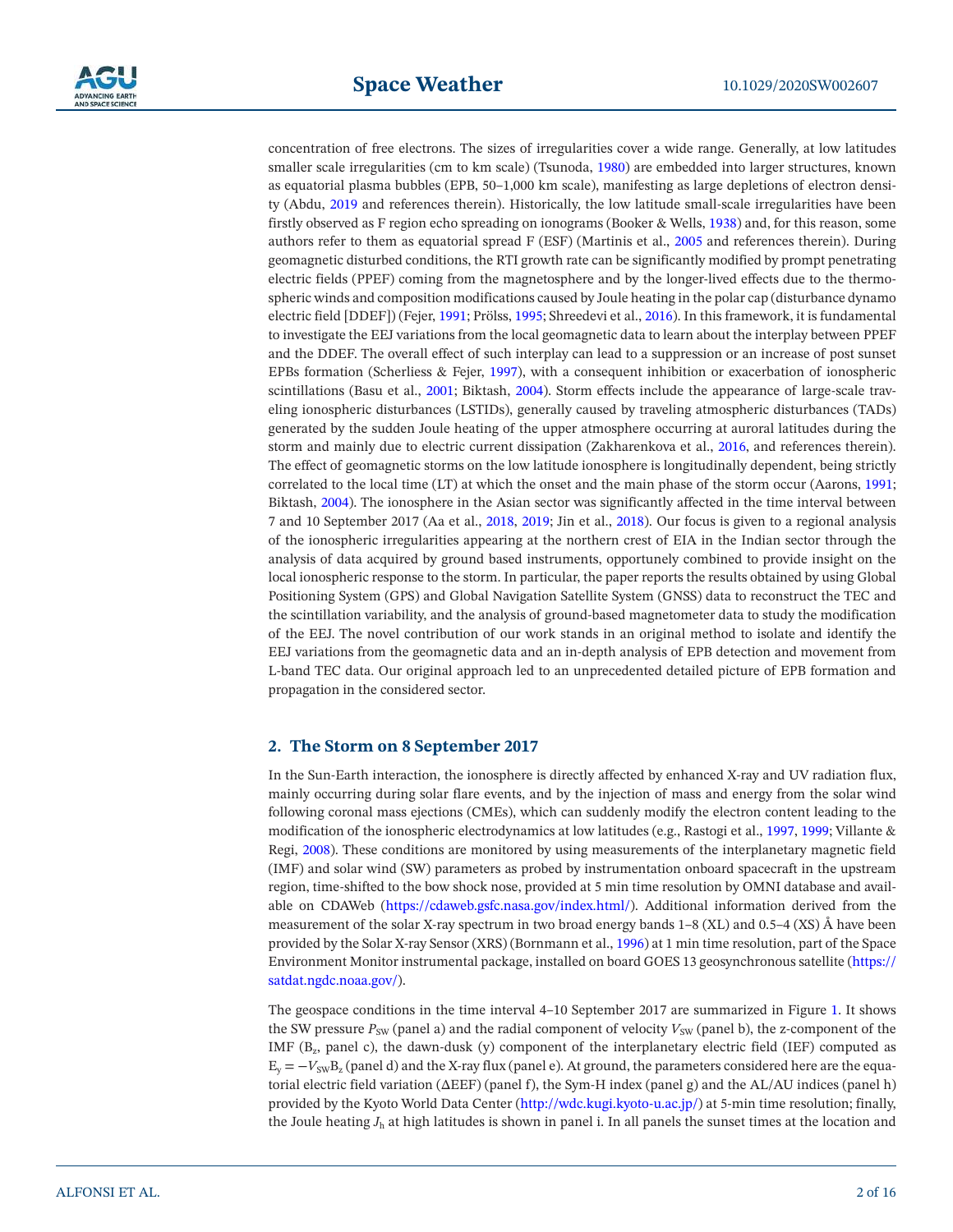concentration of free electrons. The sizes of irregularities cover a wide range. Generally, at low latitudes smaller scale irregularities (cm to km scale) (Tsunoda, 1980) are embedded into larger structures, known as equatorial plasma bubbles (EPB, 50–1,000 km scale), manifesting as large depletions of electron density (Abdu, 2019 and references therein). Historically, the low latitude small-scale irregularities have been firstly observed as F region echo spreading on ionograms (Booker & Wells, 1938) and, for this reason, some authors refer to them as equatorial spread F (ESF) (Martinis et al., 2005 and references therein). During geomagnetic disturbed conditions, the RTI growth rate can be significantly modified by prompt penetrating electric fields (PPEF) coming from the magnetosphere and by the longer-lived effects due to the thermospheric winds and composition modifications caused by Joule heating in the polar cap (disturbance dynamo electric field [DDEF]) (Fejer, 1991; Prölss, 1995; Shreedevi et al., 2016). In this framework, it is fundamental to investigate the EEJ variations from the local geomagnetic data to learn about the interplay between PPEF and the DDEF. The overall effect of such interplay can lead to a suppression or an increase of post sunset EPBs formation (Scherliess & Fejer, 1997), with a consequent inhibition or exacerbation of ionospheric scintillations (Basu et al., 2001; Biktash, 2004). Storm effects include the appearance of large-scale traveling ionospheric disturbances (LSTIDs), generally caused by traveling atmospheric disturbances (TADs) generated by the sudden Joule heating of the upper atmosphere occurring at auroral latitudes during the storm and mainly due to electric current dissipation (Zakharenkova et al., 2016, and references therein). The effect of geomagnetic storms on the low latitude ionosphere is longitudinally dependent, being strictly correlated to the local time (LT) at which the onset and the main phase of the storm occur (Aarons, 1991; Biktash, 2004). The ionosphere in the Asian sector was significantly affected in the time interval between 7 and 10 September 2017 (Aa et al., 2018, 2019; Jin et al., 2018). Our focus is given to a regional analysis of the ionospheric irregularities appearing at the northern crest of EIA in the Indian sector through the analysis of data acquired by ground based instruments, opportunely combined to provide insight on the local ionospheric response to the storm. In particular, the paper reports the results obtained by using Global Positioning System (GPS) and Global Navigation Satellite System (GNSS) data to reconstruct the TEC and the scintillation variability, and the analysis of ground-based magnetometer data to study the modification of the EEJ. The novel contribution of our work stands in an original method to isolate and identify the EEJ variations from the geomagnetic data and an in-depth analysis of EPB detection and movement from L-band TEC data. Our original approach led to an unprecedented detailed picture of EPB formation and propagation in the considered sector.

## 2. The Storm on 8 September 2017

In the Sun-Earth interaction, the ionosphere is directly affected by enhanced X-ray and UV radiation flux, mainly occurring during solar flare events, and by the injection of mass and energy from the solar wind following coronal mass ejections (CMEs), which can suddenly modify the electron content leading to the modification of the ionospheric electrodynamics at low latitudes (e.g., Rastogi et al., 1997, 1999; Villante & Regi, 2008). These conditions are monitored by using measurements of the interplanetary magnetic field (IMF) and solar wind (SW) parameters as probed by instrumentation onboard spacecraft in the upstream region, time-shifted to the bow shock nose, provided at 5 min time resolution by OMNI database and available on CDAWeb (https://cdaweb.gsfc.nasa.gov/index.html/). Additional information derived from the measurement of the solar X-ray spectrum in two broad energy bands 1–8 (XL) and 0.5–4 (XS) Å have been provided by the Solar X-ray Sensor (XRS) (Bornmann et al., 1996) at 1 min time resolution, part of the Space Environment Monitor instrumental package, installed on board GOES 13 geosynchronous satellite (https://satdat.ngdc.noaa.gov/).

The geospace conditions in the time interval 4–10 September 2017 are summarized in Figure 1. It shows the SW pressure $P_{SW}$ (panel a) and the radial component of velocity $V_{SW}$ (panel b), the z-component of the IMF ($B_z$, panel c), the dawn-dusk (y) component of the interplanetary electric field (IEF) computed as $E_y = -V_{SW}B_z$ (panel d) and the X-ray flux (panel e). At ground, the parameters considered here are the equatorial electric field variation (ΔEEF) (panel f), the Sym-H index (panel g) and the AL/AU indices (panel h) provided by the Kyoto World Data Center (http://wdc.kugi.kyoto-u.ac.jp/) at 5-min time resolution; finally, the Joule heating $J_h$ at high latitudes is shown in panel i. In all panels the sunset times at the location and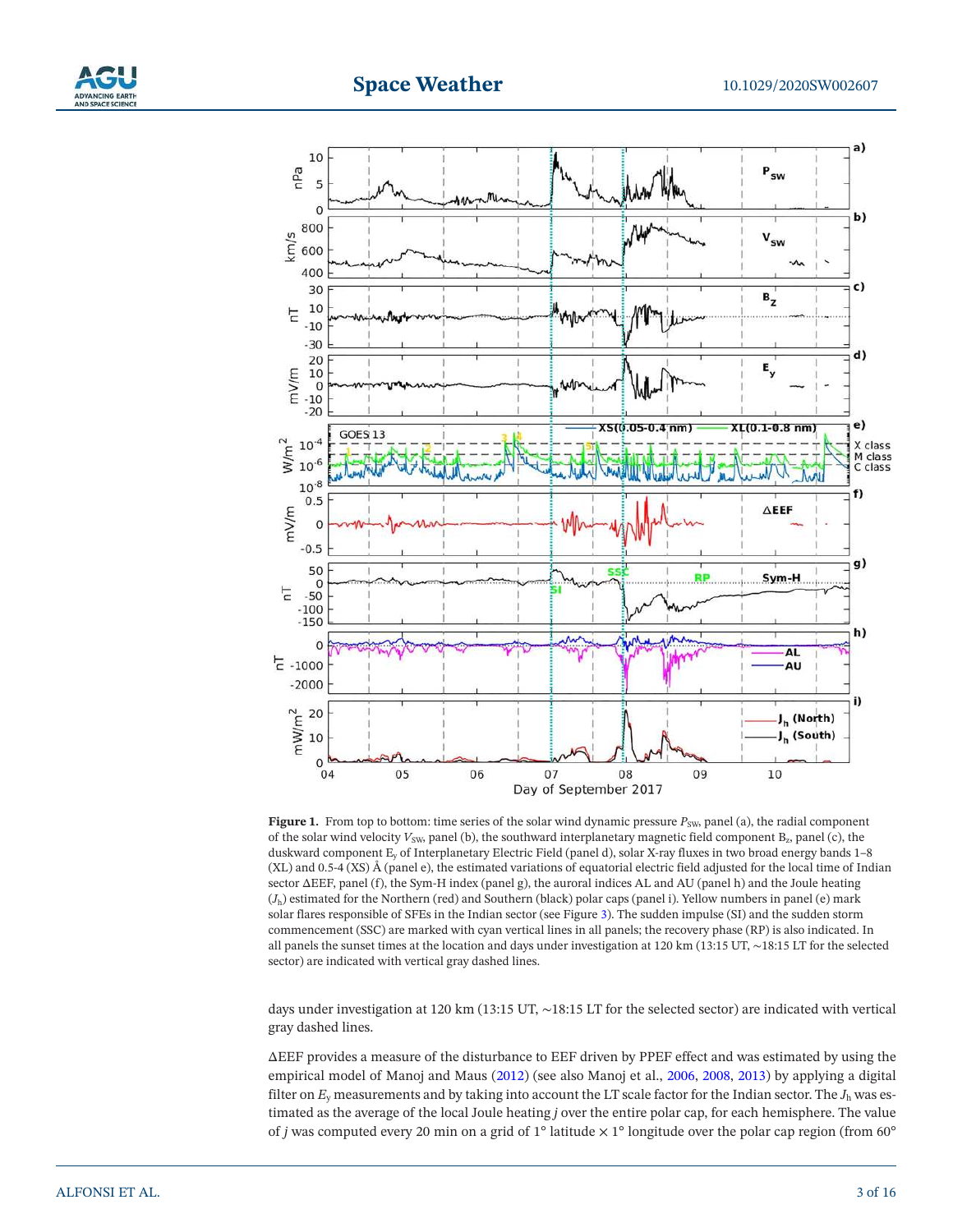**Figure 1.** From top to bottom: time series of the solar wind dynamic pressure $P_{SW}$, panel (a), the radial component of the solar wind velocity $V_{SW}$, panel (b), the southward interplanetary magnetic field component $B_z$, panel (c), the duskward component $E_y$ of Interplanetary Electric Field (panel d), solar X-ray fluxes in two broad energy bands 1–8 (XL) and 0.5-4 (XS) Å (panel e), the estimated variations of equatorial electric field adjusted for the local time of Indian sector ΔEEF, panel (f), the Sym-H index (panel g), the auroral indices AL and AU (panel h) and the Joule heating ($J_h$) estimated for the Northern (red) and Southern (black) polar caps (panel i). Yellow numbers in panel (e) mark solar flares responsible of SFEs in the Indian sector (see Figure 3). The sudden impulse (SI) and the sudden storm commencement (SSC) are marked with cyan vertical lines in all panels; the recovery phase (RP) is also indicated. In all panels the sunset times at the location and days under investigation at 120 km (13:15 UT, ~18:15 LT for the selected sector) are indicated with vertical gray dashed lines.

days under investigation at 120 km (13:15 UT, ~18:15 LT for the selected sector) are indicated with vertical gray dashed lines.

ΔEEF provides a measure of the disturbance to EEF driven by PPEF effect and was estimated by using the empirical model of Manoj and Maus (2012) (see also Manoj et al., 2006, 2008, 2013) by applying a digital filter on $E_y$ measurements and by taking into account the LT scale factor for the Indian sector. The $J_h$ was estimated as the average of the local Joule heating $j$ over the entire polar cap, for each hemisphere. The value of $j$ was computed every 20 min on a grid of 1° latitude × 1° longitude over the polar cap region (from 60°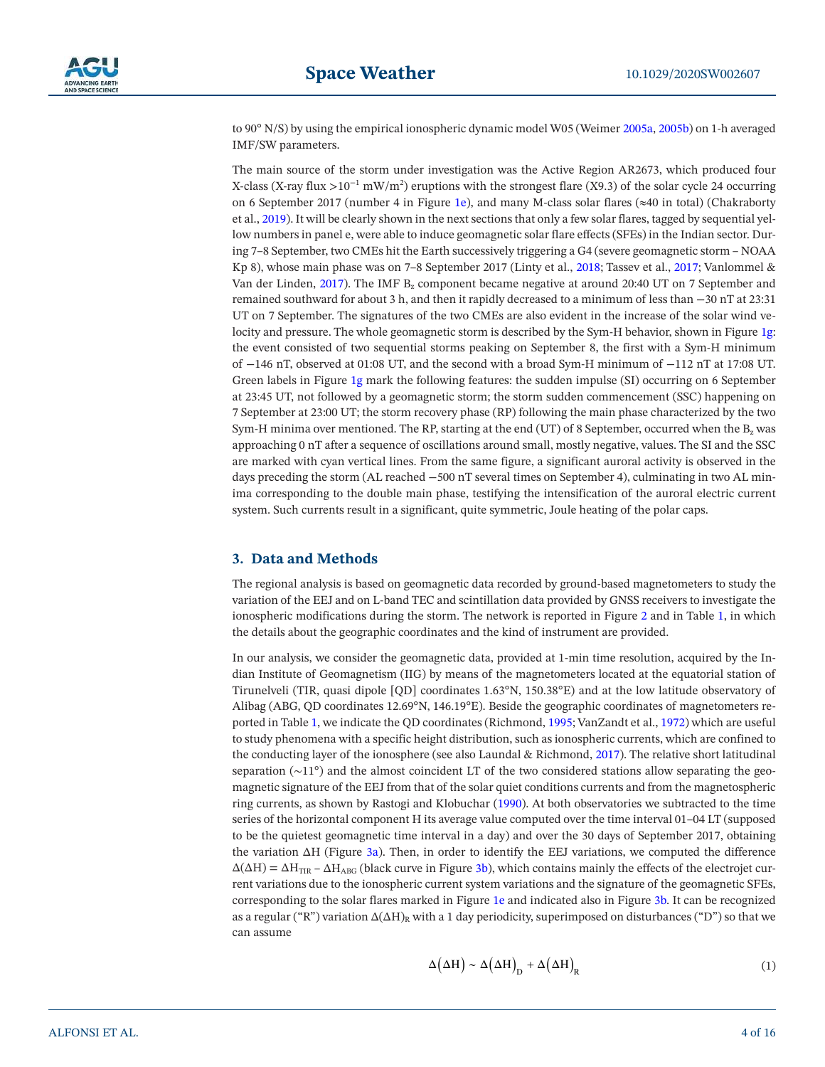to 90° N/S) by using the empirical ionospheric dynamic model W05 (Weimer 2005a, 2005b) on 1-h averaged IMF/SW parameters.

The main source of the storm under investigation was the Active Region AR2673, which produced four X-class (X-ray flux $>10^{-1}$ mW/m$^2$) eruptions with the strongest flare (X9.3) of the solar cycle 24 occurring on 6 September 2017 (number 4 in Figure 1e), and many M-class solar flares (≈40 in total) (Chakraborty et al., 2019). It will be clearly shown in the next sections that only a few solar flares, tagged by sequential yellow numbers in panel e, were able to induce geomagnetic solar flare effects (SFEs) in the Indian sector. During 7–8 September, two CMEs hit the Earth successively triggering a G4 (severe geomagnetic storm – NOAA Kp 8), whose main phase was on 7–8 September 2017 (Linty et al., 2018; Tassev et al., 2017; Vanlommel & Van der Linden, 2017). The IMF $B_z$ component became negative at around 20:40 UT on 7 September and remained southward for about 3 h, and then it rapidly decreased to a minimum of less than −30 nT at 23:31 UT on 7 September. The signatures of the two CMEs are also evident in the increase of the solar wind velocity and pressure. The whole geomagnetic storm is described by the Sym-H behavior, shown in Figure 1g: the event consisted of two sequential storms peaking on September 8, the first with a Sym-H minimum of −146 nT, observed at 01:08 UT, and the second with a broad Sym-H minimum of −112 nT at 17:08 UT. Green labels in Figure 1g mark the following features: the sudden impulse (SI) occurring on 6 September at 23:45 UT, not followed by a geomagnetic storm; the storm sudden commencement (SSC) happening on 7 September at 23:00 UT; the storm recovery phase (RP) following the main phase characterized by the two Sym-H minima over mentioned. The RP, starting at the end (UT) of 8 September, occurred when the $B_z$ was approaching 0 nT after a sequence of oscillations around small, mostly negative, values. The SI and the SSC are marked with cyan vertical lines. From the same figure, a significant auroral activity is observed in the days preceding the storm (AL reached −500 nT several times on September 4), culminating in two AL minima corresponding to the double main phase, testifying the intensification of the auroral electric current system. Such currents result in a significant, quite symmetric, Joule heating of the polar caps.

## 3. Data and Methods

The regional analysis is based on geomagnetic data recorded by ground-based magnetometers to study the variation of the EEJ and on L-band TEC and scintillation data provided by GNSS receivers to investigate the ionospheric modifications during the storm. The network is reported in Figure 2 and in Table 1, in which the details about the geographic coordinates and the kind of instrument are provided.

In our analysis, we consider the geomagnetic data, provided at 1-min time resolution, acquired by the Indian Institute of Geomagnetism (IIG) by means of the magnetometers located at the equatorial station of Tirunelveli (TIR, quasi dipole [QD] coordinates 1.63°N, 150.38°E) and at the low latitude observatory of Alibag (ABG, QD coordinates 12.69°N, 146.19°E). Beside the geographic coordinates of magnetometers reported in Table 1, we indicate the QD coordinates (Richmond, 1995; VanZandt et al., 1972) which are useful to study phenomena with a specific height distribution, such as ionospheric currents, which are confined to the conducting layer of the ionosphere (see also Laundal & Richmond, 2017). The relative short latitudinal separation (~11°) and the almost coincident LT of the two considered stations allow separating the geomagnetic signature of the EEJ from that of the solar quiet conditions currents and from the magnetospheric ring currents, as shown by Rastogi and Klobuchar (1990). At both observatories we subtracted to the time series of the horizontal component H its average value computed over the time interval 01–04 LT (supposed to be the quietest geomagnetic time interval in a day) and over the 30 days of September 2017, obtaining the variation ΔH (Figure 3a). Then, in order to identify the EEJ variations, we computed the difference $\Delta(\Delta H) = \Delta H_{TIR} - \Delta H_{ABG}$ (black curve in Figure 3b), which contains mainly the effects of the electrojet current variations due to the ionospheric current system variations and the signature of the geomagnetic SFEs, corresponding to the solar flares marked in Figure 1e and indicated also in Figure 3b. It can be recognized as a regular ("R") variation $\Delta(\Delta H)_R$ with a 1 day periodicity, superimposed on disturbances ("D") so that we can assume

$$\Delta(\Delta H) \sim \Delta(\Delta H)_D + \Delta(\Delta H)_R \tag{1}$$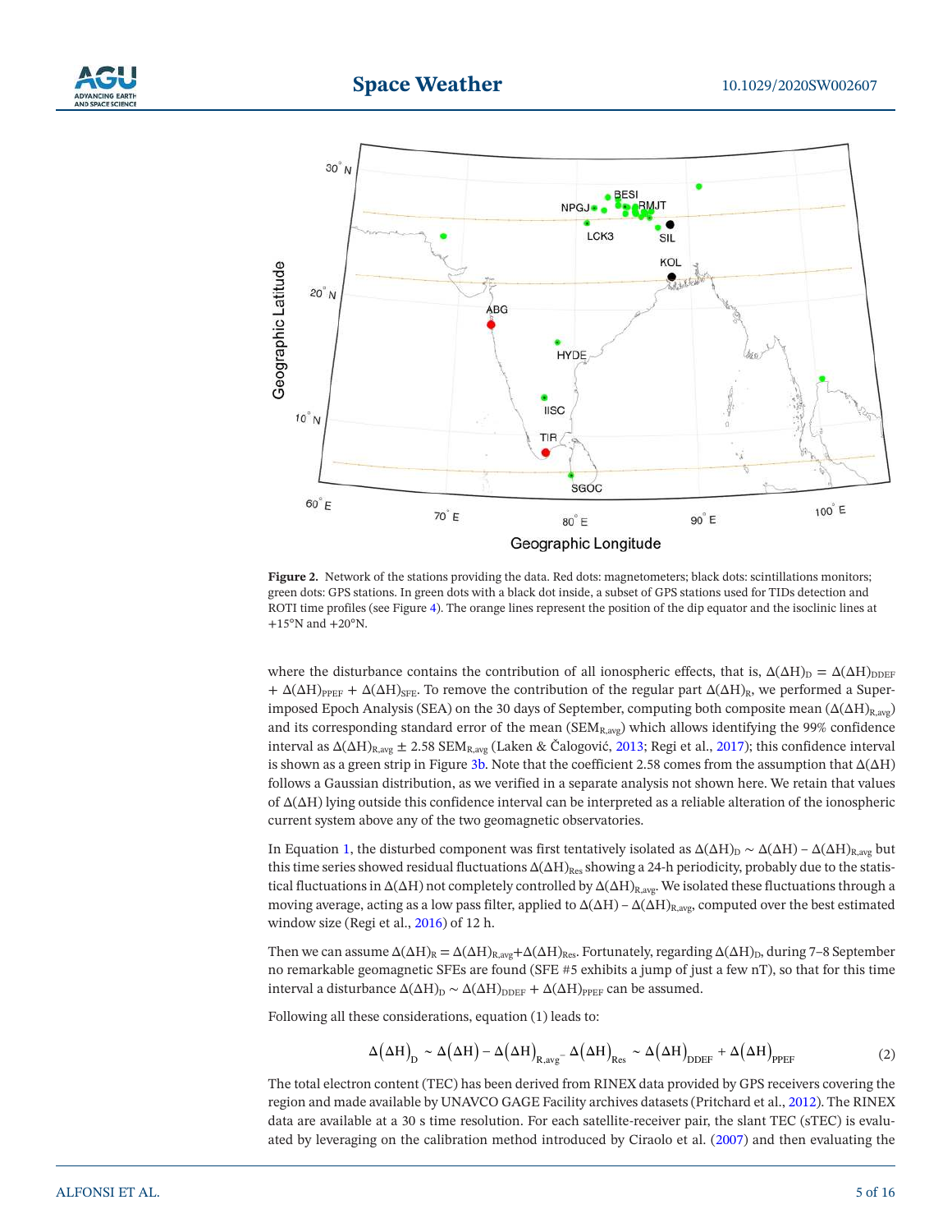Figure 2. Network of the stations providing the data. Red dots: magnetometers; black dots: scintillations monitors; green dots: GPS stations. In green dots with a black dot inside, a subset of GPS stations used for TIDs detection and ROTI time profiles (see Figure 4). The orange lines represent the position of the dip equator and the isoclinic lines at +15°N and +20°N.

where the disturbance contains the contribution of all ionospheric effects, that is, $\Delta(\Delta H)_D = \Delta(\Delta H)_{DDEF} + \Delta(\Delta H)_{PPEF} + \Delta(\Delta H)_{SFE}$. To remove the contribution of the regular part $\Delta(\Delta H)_R$, we performed a Superimposed Epoch Analysis (SEA) on the 30 days of September, computing both composite mean ($\Delta(\Delta H)_{R,avg}$) and its corresponding standard error of the mean ($SEM_{R,avg}$) which allows identifying the 99% confidence interval as $\Delta(\Delta H)_{R,avg} \pm 2.58\ SEM_{R,avg}$ (Laken & Čalogović, 2013; Regi et al., 2017); this confidence interval is shown as a green strip in Figure 3b. Note that the coefficient 2.58 comes from the assumption that $\Delta(\Delta H)$ follows a Gaussian distribution, as we verified in a separate analysis not shown here. We retain that values of $\Delta(\Delta H)$ lying outside this confidence interval can be interpreted as a reliable alteration of the ionospheric current system above any of the two geomagnetic observatories.

In Equation 1, the disturbed component was first tentatively isolated as $\Delta(\Delta H)_D \sim \Delta(\Delta H) - \Delta(\Delta H)_{R,avg}$ but this time series showed residual fluctuations $\Delta(\Delta H)_{Res}$ showing a 24-h periodicity, probably due to the statistical fluctuations in $\Delta(\Delta H)$ not completely controlled by $\Delta(\Delta H)_{R,avg}$. We isolated these fluctuations through a moving average, acting as a low pass filter, applied to $\Delta(\Delta H) - \Delta(\Delta H)_{R,avg}$, computed over the best estimated window size (Regi et al., 2016) of 12 h.

Then we can assume $\Delta(\Delta H)_R = \Delta(\Delta H)_{R,avg} + \Delta(\Delta H)_{Res}$. Fortunately, regarding $\Delta(\Delta H)_D$, during 7–8 September no remarkable geomagnetic SFEs are found (SFE #5 exhibits a jump of just a few nT), so that for this time interval a disturbance $\Delta(\Delta H)_D \sim \Delta(\Delta H)_{DDEF} + \Delta(\Delta H)_{PPEF}$ can be assumed.

Following all these considerations, equation (1) leads to:

$$\Delta(\Delta H)_D \sim \Delta(\Delta H) - \Delta(\Delta H)_{R,avg} - \Delta(\Delta H)_{Res} \sim \Delta(\Delta H)_{DDEF} + \Delta(\Delta H)_{PPEF} \tag{2}$$

The total electron content (TEC) has been derived from RINEX data provided by GPS receivers covering the region and made available by UNAVCO GAGE Facility archives datasets (Pritchard et al., 2012). The RINEX data are available at a 30 s time resolution. For each satellite-receiver pair, the slant TEC (sTEC) is evaluated by leveraging on the calibration method introduced by Ciraolo et al. (2007) and then evaluating the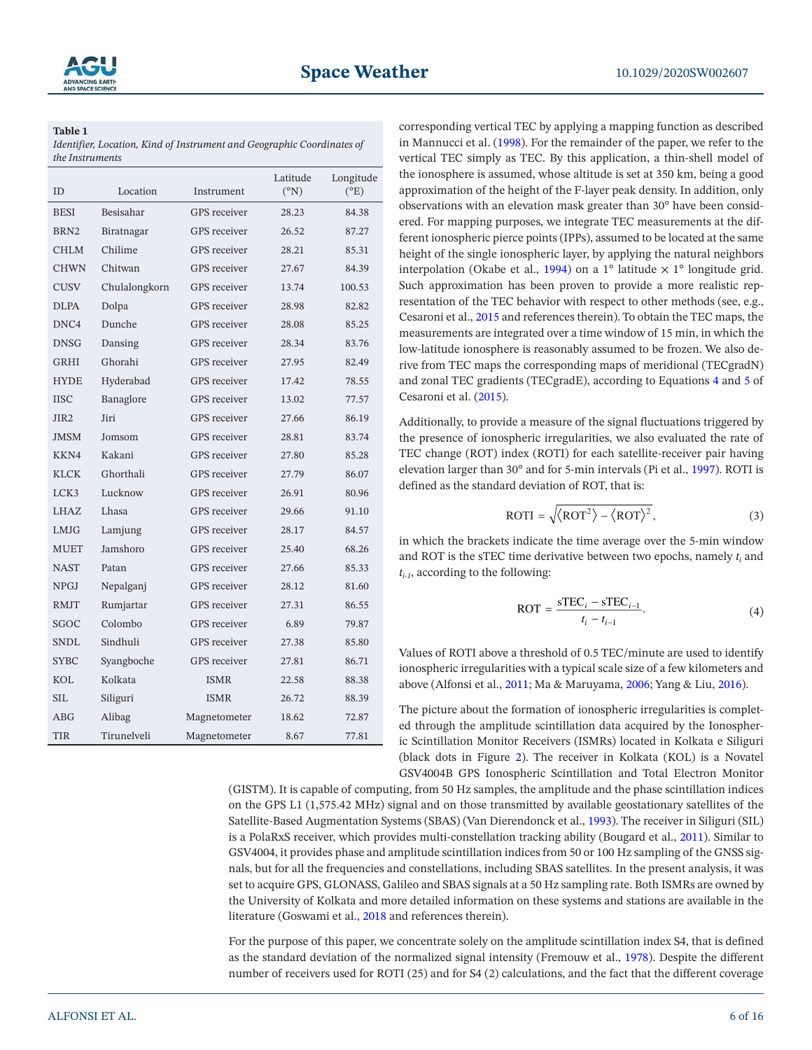**Table 1**

*Identifier, Location, Kind of Instrument and Geographic Coordinates of the Instruments*

| ID | Location | Instrument | Latitude (°N) | Longitude (°E) |
|---|---|---|---|---|
| BESI | Besisahar | GPS receiver | 28.23 | 84.38 |
| BRN2 | Biratnagar | GPS receiver | 26.52 | 87.27 |
| CHLM | Chilime | GPS receiver | 28.21 | 85.31 |
| CHWN | Chitwan | GPS receiver | 27.67 | 84.39 |
| CUSV | Chulalongkorn | GPS receiver | 13.74 | 100.53 |
| DLPA | Dolpa | GPS receiver | 28.98 | 82.82 |
| DNC4 | Dunche | GPS receiver | 28.08 | 85.25 |
| DNSG | Dansing | GPS receiver | 28.34 | 83.76 |
| GRHI | Ghorahi | GPS receiver | 27.95 | 82.49 |
| HYDE | Hyderabad | GPS receiver | 17.42 | 78.55 |
| IISC | Banaglore | GPS receiver | 13.02 | 77.57 |
| JIR2 | Jiri | GPS receiver | 27.66 | 86.19 |
| JMSM | Jomsom | GPS receiver | 28.81 | 83.74 |
| KKN4 | Kakani | GPS receiver | 27.80 | 85.28 |
| KLCK | Ghorthali | GPS receiver | 27.79 | 86.07 |
| LCK3 | Lucknow | GPS receiver | 26.91 | 80.96 |
| LHAZ | Lhasa | GPS receiver | 29.66 | 91.10 |
| LMJG | Lamjung | GPS receiver | 28.17 | 84.57 |
| MUET | Jamshoro | GPS receiver | 25.40 | 68.26 |
| NAST | Patan | GPS receiver | 27.66 | 85.33 |
| NPGJ | Nepalganj | GPS receiver | 28.12 | 81.60 |
| RMJT | Rumjartar | GPS receiver | 27.31 | 86.55 |
| SGOC | Colombo | GPS receiver | 6.89 | 79.87 |
| SNDL | Sindhuli | GPS receiver | 27.38 | 85.80 |
| SYBC | Syangboche | GPS receiver | 27.81 | 86.71 |
| KOL | Kolkata | ISMR | 22.58 | 88.38 |
| SIL | Siliguri | ISMR | 26.72 | 88.39 |
| ABG | Alibag | Magnetometer | 18.62 | 72.87 |
| TIR | Tirunelveli | Magnetometer | 8.67 | 77.81 |

corresponding vertical TEC by applying a mapping function as described in Mannucci et al. (1998). For the remainder of the paper, we refer to the vertical TEC simply as TEC. By this application, a thin-shell model of the ionosphere is assumed, whose altitude is set at 350 km, being a good approximation of the height of the F-layer peak density. In addition, only observations with an elevation mask greater than 30° have been considered. For mapping purposes, we integrate TEC measurements at the different ionospheric pierce points (IPPs), assumed to be located at the same height of the single ionospheric layer, by applying the natural neighbors interpolation (Okabe et al., 1994) on a 1° latitude × 1° longitude grid. Such approximation has been proven to provide a more realistic representation of the TEC behavior with respect to other methods (see, e.g., Cesaroni et al., 2015 and references therein). To obtain the TEC maps, the measurements are integrated over a time window of 15 min, in which the low-latitude ionosphere is reasonably assumed to be frozen. We also derive from TEC maps the corresponding maps of meridional (TECgradN) and zonal TEC gradients (TECgradE), according to Equations 4 and 5 of Cesaroni et al. (2015).

Additionally, to provide a measure of the signal fluctuations triggered by the presence of ionospheric irregularities, we also evaluated the rate of TEC change (ROT) index (ROTI) for each satellite-receiver pair having elevation larger than 30° and for 5-min intervals (Pi et al., 1997). ROTI is defined as the standard deviation of ROT, that is:

$$\mathrm{ROTI} = \sqrt{\langle \mathrm{ROT}^2 \rangle - \langle \mathrm{ROT} \rangle^2}, \tag{3}$$

in which the brackets indicate the time average over the 5-min window and ROT is the sTEC time derivative between two epochs, namely $t_i$ and $t_{i-1}$, according to the following:

$$\mathrm{ROT} = \frac{\mathrm{sTEC}_i - \mathrm{sTEC}_{i-1}}{t_i - t_{i-1}}. \tag{4}$$

Values of ROTI above a threshold of 0.5 TEC/minute are used to identify ionospheric irregularities with a typical scale size of a few kilometers and above (Alfonsi et al., 2011; Ma & Maruyama, 2006; Yang & Liu, 2016).

The picture about the formation of ionospheric irregularities is completed through the amplitude scintillation data acquired by the Ionospheric Scintillation Monitor Receivers (ISMRs) located in Kolkata e Siliguri (black dots in Figure 2). The receiver in Kolkata (KOL) is a Novatel GSV4004B GPS Ionospheric Scintillation and Total Electron Monitor (GISTM). It is capable of computing, from 50 Hz samples, the amplitude and the phase scintillation indices on the GPS L1 (1,575.42 MHz) signal and on those transmitted by available geostationary satellites of the Satellite-Based Augmentation Systems (SBAS) (Van Dierendonck et al., 1993). The receiver in Siliguri (SIL) is a PolaRxS receiver, which provides multi-constellation tracking ability (Bougard et al., 2011). Similar to GSV4004, it provides phase and amplitude scintillation indices from 50 or 100 Hz sampling of the GNSS signals, but for all the frequencies and constellations, including SBAS satellites. In the present analysis, it was set to acquire GPS, GLONASS, Galileo and SBAS signals at a 50 Hz sampling rate. Both ISMRs are owned by the University of Kolkata and more detailed information on these systems and stations are available in the literature (Goswami et al., 2018 and references therein).

For the purpose of this paper, we concentrate solely on the amplitude scintillation index S4, that is defined as the standard deviation of the normalized signal intensity (Fremouw et al., 1978). Despite the different number of receivers used for ROTI (25) and for S4 (2) calculations, and the fact that the different coverage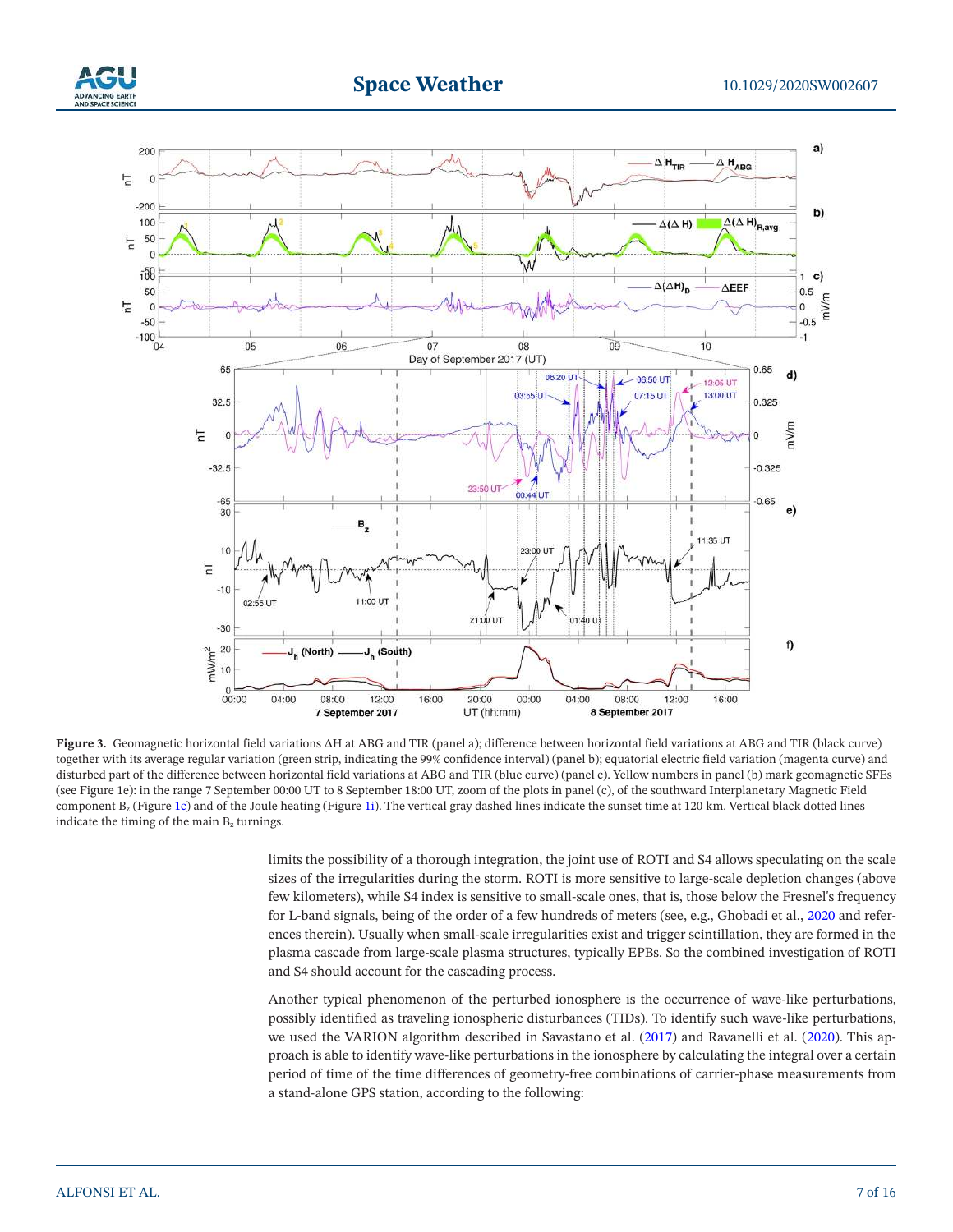**Figure 3.** Geomagnetic horizontal field variations ΔH at ABG and TIR (panel a); difference between horizontal field variations at ABG and TIR (black curve) together with its average regular variation (green strip, indicating the 99% confidence interval) (panel b); equatorial electric field variation (magenta curve) and disturbed part of the difference between horizontal field variations at ABG and TIR (blue curve) (panel c). Yellow numbers in panel (b) mark geomagnetic SFEs (see Figure 1e): in the range 7 September 00:00 UT to 8 September 18:00 UT, zoom of the plots in panel (c), of the southward Interplanetary Magnetic Field component $B_z$ (Figure 1c) and of the Joule heating (Figure 1i). The vertical gray dashed lines indicate the sunset time at 120 km. Vertical black dotted lines indicate the timing of the main $B_z$ turnings.

limits the possibility of a thorough integration, the joint use of ROTI and S4 allows speculating on the scale sizes of the irregularities during the storm. ROTI is more sensitive to large-scale depletion changes (above few kilometers), while S4 index is sensitive to small-scale ones, that is, those below the Fresnel's frequency for L-band signals, being of the order of a few hundreds of meters (see, e.g., Ghobadi et al., 2020 and references therein). Usually when small-scale irregularities exist and trigger scintillation, they are formed in the plasma cascade from large-scale plasma structures, typically EPBs. So the combined investigation of ROTI and S4 should account for the cascading process.

Another typical phenomenon of the perturbed ionosphere is the occurrence of wave-like perturbations, possibly identified as traveling ionospheric disturbances (TIDs). To identify such wave-like perturbations, we used the VARION algorithm described in Savastano et al. (2017) and Ravanelli et al. (2020). This approach is able to identify wave-like perturbations in the ionosphere by calculating the integral over a certain period of time of the time differences of geometry-free combinations of carrier-phase measurements from a stand-alone GPS station, according to the following: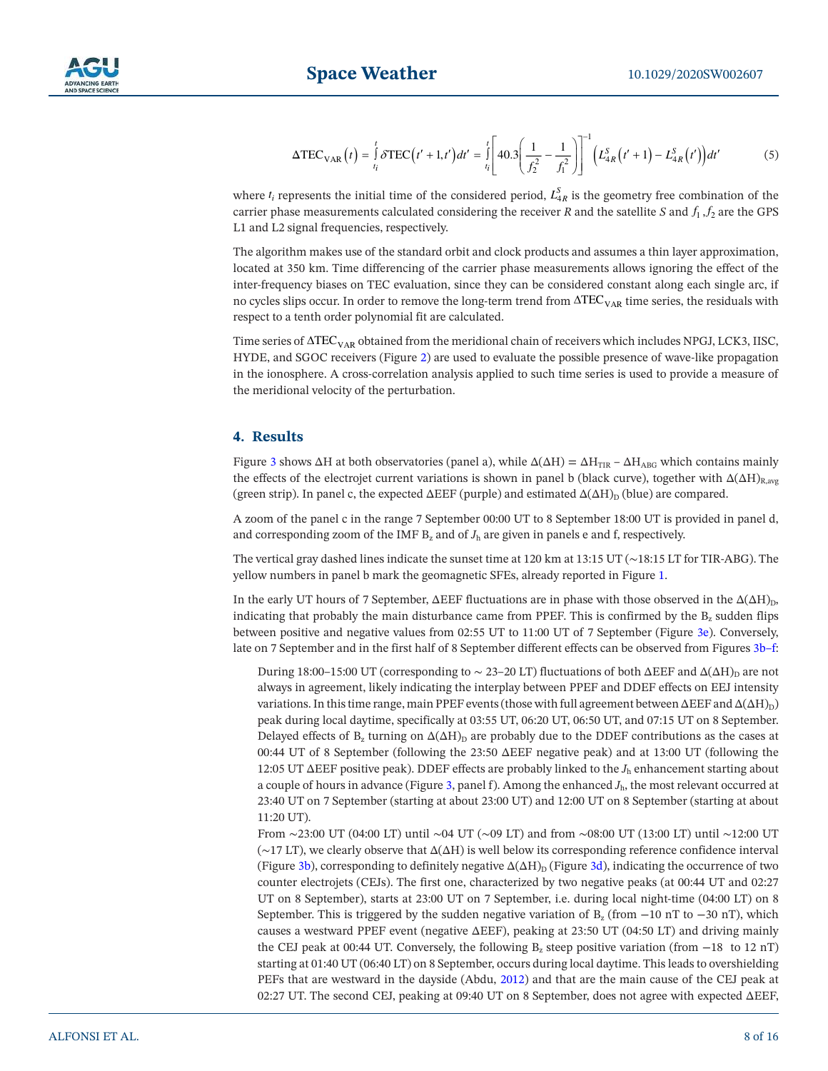$$\Delta \text{TEC}_{\text{VAR}}(t) = \int_{t_i}^{t} \delta \text{TEC}(t'+1, t')\,dt' = \int_{t_i}^{t} \left[ 40.3 \left( \frac{1}{f_2^2} - \frac{1}{f_1^2} \right) \right]^{-1} \left( L_{4R}^S(t'+1) - L_{4R}^S(t') \right) dt' \tag{5}$$

where $t_i$ represents the initial time of the considered period, $L_{4R}^S$ is the geometry free combination of the carrier phase measurements calculated considering the receiver $R$ and the satellite $S$ and $f_1$, $f_2$ are the GPS L1 and L2 signal frequencies, respectively.

The algorithm makes use of the standard orbit and clock products and assumes a thin layer approximation, located at 350 km. Time differencing of the carrier phase measurements allows ignoring the effect of the inter-frequency biases on TEC evaluation, since they can be considered constant along each single arc, if no cycles slips occur. In order to remove the long-term trend from $\Delta\text{TEC}_{\text{VAR}}$ time series, the residuals with respect to a tenth order polynomial fit are calculated.

Time series of $\Delta\text{TEC}_{\text{VAR}}$ obtained from the meridional chain of receivers which includes NPGJ, LCK3, IISC, HYDE, and SGOC receivers (Figure 2) are used to evaluate the possible presence of wave-like propagation in the ionosphere. A cross-correlation analysis applied to such time series is used to provide a measure of the meridional velocity of the perturbation.

## 4. Results

Figure 3 shows ΔH at both observatories (panel a), while $\Delta(\Delta H) = \Delta H_{TIR} - \Delta H_{ABG}$ which contains mainly the effects of the electrojet current variations is shown in panel b (black curve), together with $\Delta(\Delta H)_{R,avg}$ (green strip). In panel c, the expected ΔEEF (purple) and estimated $\Delta(\Delta H)_D$ (blue) are compared.

A zoom of the panel c in the range 7 September 00:00 UT to 8 September 18:00 UT is provided in panel d, and corresponding zoom of the IMF $B_z$ and of $J_h$ are given in panels e and f, respectively.

The vertical gray dashed lines indicate the sunset time at 120 km at 13:15 UT (~18:15 LT for TIR-ABG). The yellow numbers in panel b mark the geomagnetic SFEs, already reported in Figure 1.

In the early UT hours of 7 September, ΔEEF fluctuations are in phase with those observed in the $\Delta(\Delta H)_D$, indicating that probably the main disturbance came from PPEF. This is confirmed by the $B_z$ sudden flips between positive and negative values from 02:55 UT to 11:00 UT of 7 September (Figure 3e). Conversely, late on 7 September and in the first half of 8 September different effects can be observed from Figures 3b–f:

- During 18:00–15:00 UT (corresponding to ~ 23–20 LT) fluctuations of both ΔEEF and $\Delta(\Delta H)_D$ are not always in agreement, likely indicating the interplay between PPEF and DDEF effects on EEJ intensity variations. In this time range, main PPEF events (those with full agreement between ΔEEF and $\Delta(\Delta H)_D$) peak during local daytime, specifically at 03:55 UT, 06:20 UT, 06:50 UT, and 07:15 UT on 8 September. Delayed effects of $B_z$ turning on $\Delta(\Delta H)_D$ are probably due to the DDEF contributions as the cases at 00:44 UT of 8 September (following the 23:50 ΔEEF negative peak) and at 13:00 UT (following the 12:05 UT ΔEEF positive peak). DDEF effects are probably linked to the $J_h$ enhancement starting about a couple of hours in advance (Figure 3, panel f). Among the enhanced $J_h$, the most relevant occurred at 23:40 UT on 7 September (starting at about 23:00 UT) and 12:00 UT on 8 September (starting at about 11:20 UT).
- From ~23:00 UT (04:00 LT) until ~04 UT (~09 LT) and from ~08:00 UT (13:00 LT) until ~12:00 UT (~17 LT), we clearly observe that Δ(ΔH) is well below its corresponding reference confidence interval (Figure 3b), corresponding to definitely negative $\Delta(\Delta H)_D$ (Figure 3d), indicating the occurrence of two counter electrojets (CEJs). The first one, characterized by two negative peaks (at 00:44 UT and 02:27 UT on 8 September), starts at 23:00 UT on 7 September, i.e. during local night-time (04:00 LT) on 8 September. This is triggered by the sudden negative variation of $B_z$ (from −10 nT to −30 nT), which causes a westward PPEF event (negative ΔEEF), peaking at 23:50 UT (04:50 LT) and driving mainly the CEJ peak at 00:44 UT. Conversely, the following $B_z$ steep positive variation (from −18 to 12 nT) starting at 01:40 UT (06:40 LT) on 8 September, occurs during local daytime. This leads to overshielding PEFs that are westward in the dayside (Abdu, 2012) and that are the main cause of the CEJ peak at 02:27 UT. The second CEJ, peaking at 09:40 UT on 8 September, does not agree with expected ΔEEF,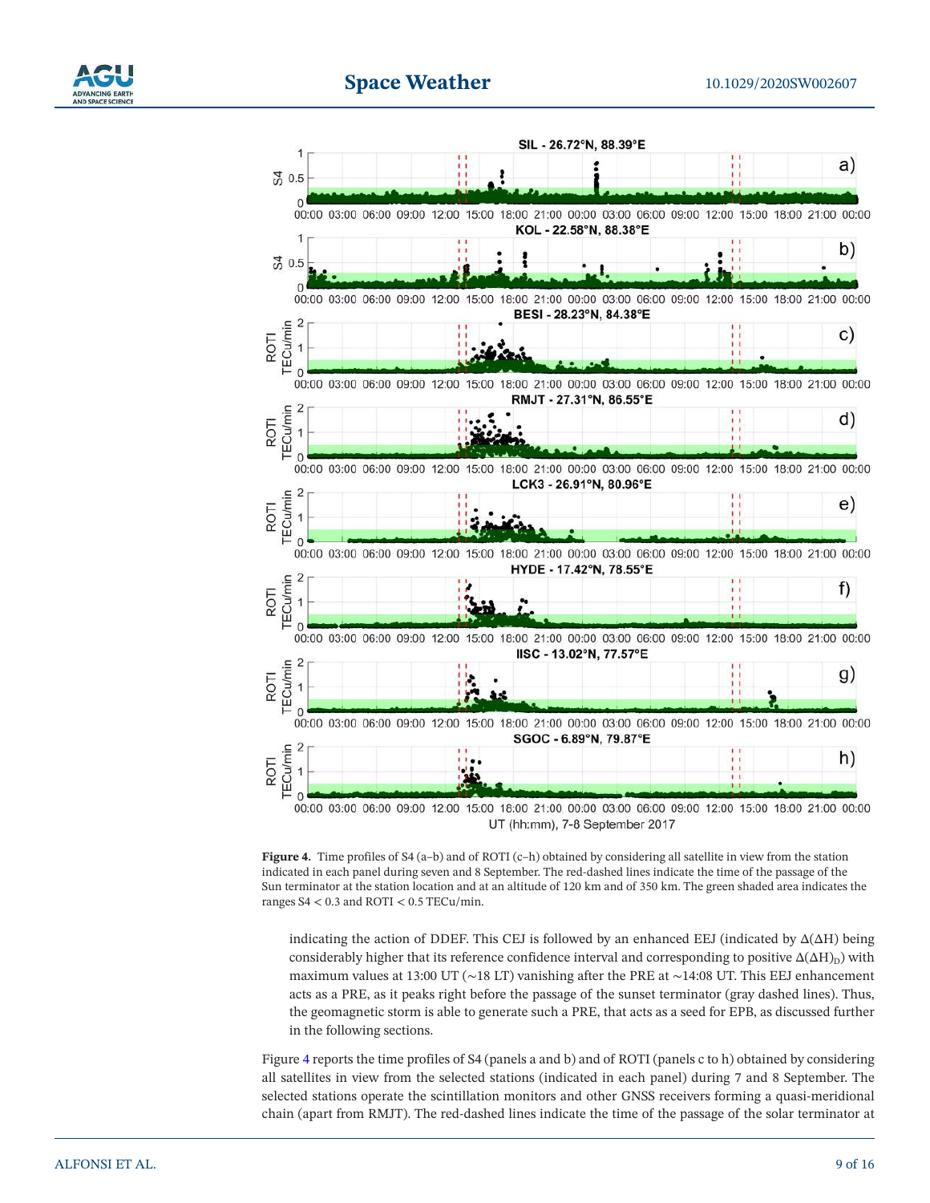Figure 4. Time profiles of S4 (a–b) and of ROTI (c–h) obtained by considering all satellite in view from the station indicated in each panel during seven and 8 September. The red-dashed lines indicate the time of the passage of the Sun terminator at the station location and at an altitude of 120 km and of 350 km. The green shaded area indicates the ranges S4 < 0.3 and ROTI < 0.5 TECu/min.

indicating the action of DDEF. This CEJ is followed by an enhanced EEJ (indicated by $\Delta(\Delta H)$ being considerably higher that its reference confidence interval and corresponding to positive $\Delta(\Delta H)_D$) with maximum values at 13:00 UT (~18 LT) vanishing after the PRE at ~14:08 UT. This EEJ enhancement acts as a PRE, as it peaks right before the passage of the sunset terminator (gray dashed lines). Thus, the geomagnetic storm is able to generate such a PRE, that acts as a seed for EPB, as discussed further in the following sections.

Figure 4 reports the time profiles of S4 (panels a and b) and of ROTI (panels c to h) obtained by considering all satellites in view from the selected stations (indicated in each panel) during 7 and 8 September. The selected stations operate the scintillation monitors and other GNSS receivers forming a quasi-meridional chain (apart from RMJT). The red-dashed lines indicate the time of the passage of the solar terminator at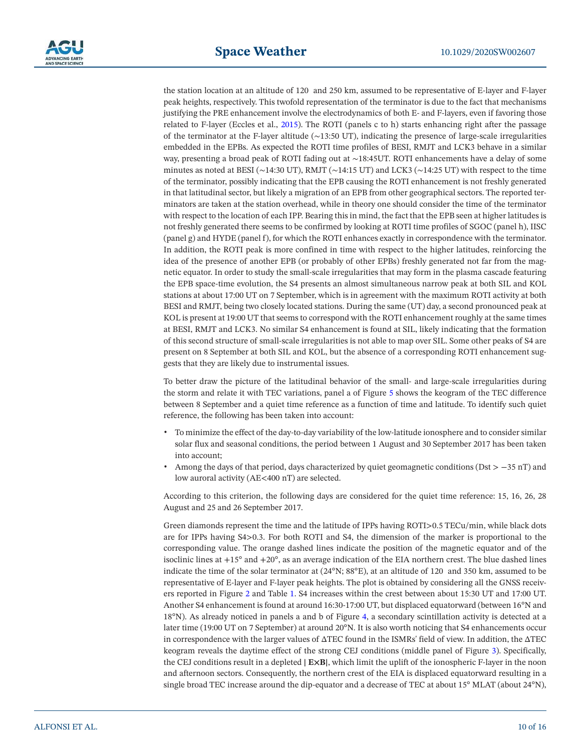the station location at an altitude of 120 and 250 km, assumed to be representative of E-layer and F-layer peak heights, respectively. This twofold representation of the terminator is due to the fact that mechanisms justifying the PRE enhancement involve the electrodynamics of both E- and F-layers, even if favoring those related to F-layer (Eccles et al., 2015). The ROTI (panels c to h) starts enhancing right after the passage of the terminator at the F-layer altitude (~13:50 UT), indicating the presence of large-scale irregularities embedded in the EPBs. As expected the ROTI time profiles of BESI, RMJT and LCK3 behave in a similar way, presenting a broad peak of ROTI fading out at ~18:45UT. ROTI enhancements have a delay of some minutes as noted at BESI (~14:30 UT), RMJT (~14:15 UT) and LCK3 (~14:25 UT) with respect to the time of the terminator, possibly indicating that the EPB causing the ROTI enhancement is not freshly generated in that latitudinal sector, but likely a migration of an EPB from other geographical sectors. The reported terminators are taken at the station overhead, while in theory one should consider the time of the terminator with respect to the location of each IPP. Bearing this in mind, the fact that the EPB seen at higher latitudes is not freshly generated there seems to be confirmed by looking at ROTI time profiles of SGOC (panel h), IISC (panel g) and HYDE (panel f), for which the ROTI enhances exactly in correspondence with the terminator. In addition, the ROTI peak is more confined in time with respect to the higher latitudes, reinforcing the idea of the presence of another EPB (or probably of other EPBs) freshly generated not far from the magnetic equator. In order to study the small-scale irregularities that may form in the plasma cascade featuring the EPB space-time evolution, the S4 presents an almost simultaneous narrow peak at both SIL and KOL stations at about 17:00 UT on 7 September, which is in agreement with the maximum ROTI activity at both BESI and RMJT, being two closely located stations. During the same (UT) day, a second pronounced peak at KOL is present at 19:00 UT that seems to correspond with the ROTI enhancement roughly at the same times at BESI, RMJT and LCK3. No similar S4 enhancement is found at SIL, likely indicating that the formation of this second structure of small-scale irregularities is not able to map over SIL. Some other peaks of S4 are present on 8 September at both SIL and KOL, but the absence of a corresponding ROTI enhancement suggests that they are likely due to instrumental issues.

To better draw the picture of the latitudinal behavior of the small- and large-scale irregularities during the storm and relate it with TEC variations, panel a of Figure 5 shows the keogram of the TEC difference between 8 September and a quiet time reference as a function of time and latitude. To identify such quiet reference, the following has been taken into account:

- To minimize the effect of the day-to-day variability of the low-latitude ionosphere and to consider similar solar flux and seasonal conditions, the period between 1 August and 30 September 2017 has been taken into account;
- Among the days of that period, days characterized by quiet geomagnetic conditions (Dst > −35 nT) and low auroral activity (AE<400 nT) are selected.

According to this criterion, the following days are considered for the quiet time reference: 15, 16, 26, 28 August and 25 and 26 September 2017.

Green diamonds represent the time and the latitude of IPPs having ROTI>0.5 TECu/min, while black dots are for IPPs having S4>0.3. For both ROTI and S4, the dimension of the marker is proportional to the corresponding value. The orange dashed lines indicate the position of the magnetic equator and of the isoclinic lines at +15° and +20°, as an average indication of the EIA northern crest. The blue dashed lines indicate the time of the solar terminator at (24°N; 88°E), at an altitude of 120 and 350 km, assumed to be representative of E-layer and F-layer peak heights. The plot is obtained by considering all the GNSS receivers reported in Figure 2 and Table 1. S4 increases within the crest between about 15:30 UT and 17:00 UT. Another S4 enhancement is found at around 16:30-17:00 UT, but displaced equatorward (between 16°N and 18°N). As already noticed in panels a and b of Figure 4, a secondary scintillation activity is detected at a later time (19:00 UT on 7 September) at around 20°N. It is also worth noticing that S4 enhancements occur in correspondence with the larger values of ΔTEC found in the ISMRs' field of view. In addition, the ΔTEC keogram reveals the daytime effect of the strong CEJ conditions (middle panel of Figure 3). Specifically, the CEJ conditions result in a depleted **|E×B|**, which limit the uplift of the ionospheric F-layer in the noon and afternoon sectors. Consequently, the northern crest of the EIA is displaced equatorward resulting in a single broad TEC increase around the dip-equator and a decrease of TEC at about 15° MLAT (about 24°N),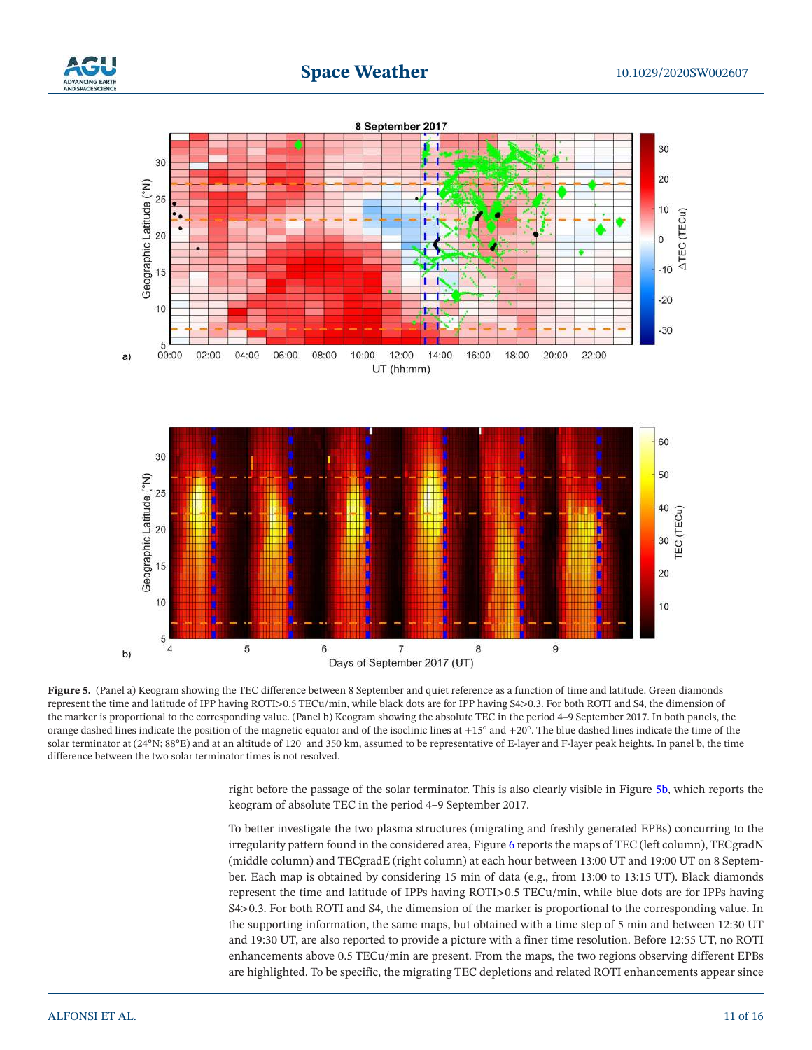**Figure 5.** (Panel a) Keogram showing the TEC difference between 8 September and quiet reference as a function of time and latitude. Green diamonds represent the time and latitude of IPP having ROTI>0.5 TECu/min, while black dots are for IPP having S4>0.3. For both ROTI and S4, the dimension of the marker is proportional to the corresponding value. (Panel b) Keogram showing the absolute TEC in the period 4–9 September 2017. In both panels, the orange dashed lines indicate the position of the magnetic equator and of the isoclinic lines at +15° and +20°. The blue dashed lines indicate the time of the solar terminator at (24°N; 88°E) and at an altitude of 120 and 350 km, assumed to be representative of E-layer and F-layer peak heights. In panel b, the time difference between the two solar terminator times is not resolved.

right before the passage of the solar terminator. This is also clearly visible in Figure 5b, which reports the keogram of absolute TEC in the period 4–9 September 2017.

To better investigate the two plasma structures (migrating and freshly generated EPBs) concurring to the irregularity pattern found in the considered area, Figure 6 reports the maps of TEC (left column), TECgradN (middle column) and TECgradE (right column) at each hour between 13:00 UT and 19:00 UT on 8 September. Each map is obtained by considering 15 min of data (e.g., from 13:00 to 13:15 UT). Black diamonds represent the time and latitude of IPPs having ROTI>0.5 TECu/min, while blue dots are for IPPs having S4>0.3. For both ROTI and S4, the dimension of the marker is proportional to the corresponding value. In the supporting information, the same maps, but obtained with a time step of 5 min and between 12:30 UT and 19:30 UT, are also reported to provide a picture with a finer time resolution. Before 12:55 UT, no ROTI enhancements above 0.5 TECu/min are present. From the maps, the two regions observing different EPBs are highlighted. To be specific, the migrating TEC depletions and related ROTI enhancements appear since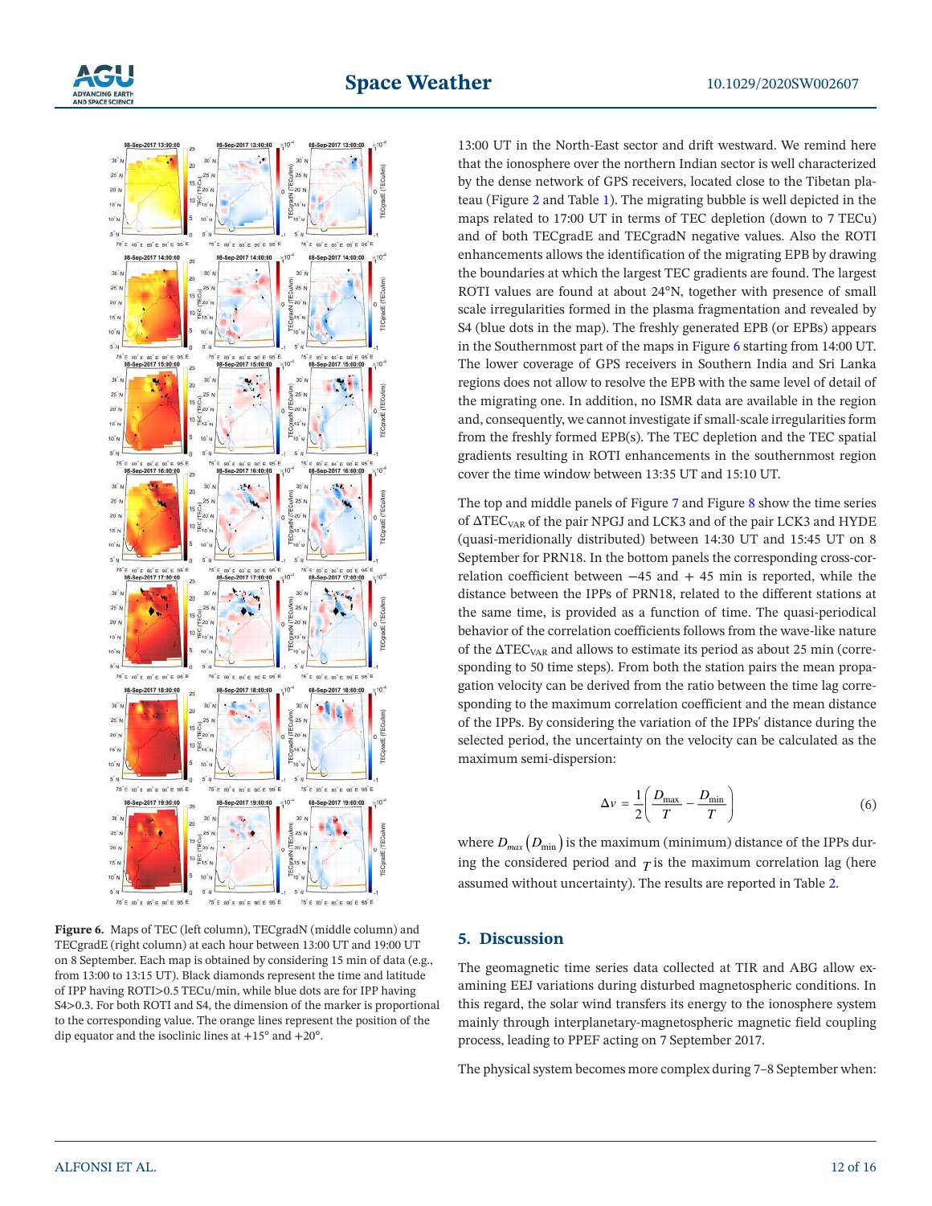Figure 6. Maps of TEC (left column), TECgradN (middle column) and TECgradE (right column) at each hour between 13:00 UT and 19:00 UT on 8 September. Each map is obtained by considering 15 min of data (e.g., from 13:00 to 13:15 UT). Black diamonds represent the time and latitude of IPP having ROTI>0.5 TECu/min, while blue dots are for IPP having S4>0.3. For both ROTI and S4, the dimension of the marker is proportional to the corresponding value. The orange lines represent the position of the dip equator and the isoclinic lines at +15° and +20°.

13:00 UT in the North-East sector and drift westward. We remind here that the ionosphere over the northern Indian sector is well characterized by the dense network of GPS receivers, located close to the Tibetan plateau (Figure 2 and Table 1). The migrating bubble is well depicted in the maps related to 17:00 UT in terms of TEC depletion (down to 7 TECu) and of both TECgradE and TECgradN negative values. Also the ROTI enhancements allows the identification of the migrating EPB by drawing the boundaries at which the largest TEC gradients are found. The largest ROTI values are found at about 24°N, together with presence of small scale irregularities formed in the plasma fragmentation and revealed by S4 (blue dots in the map). The freshly generated EPB (or EPBs) appears in the Southernmost part of the maps in Figure 6 starting from 14:00 UT. The lower coverage of GPS receivers in Southern India and Sri Lanka regions does not allow to resolve the EPB with the same level of detail of the migrating one. In addition, no ISMR data are available in the region and, consequently, we cannot investigate if small-scale irregularities form from the freshly formed EPB(s). The TEC depletion and the TEC spatial gradients resulting in ROTI enhancements in the southernmost region cover the time window between 13:35 UT and 15:10 UT.

The top and middle panels of Figure 7 and Figure 8 show the time series of $\Delta TEC_{VAR}$ of the pair NPGJ and LCK3 and of the pair LCK3 and HYDE (quasi-meridionally distributed) between 14:30 UT and 15:45 UT on 8 September for PRN18. In the bottom panels the corresponding cross-correlation coefficient between −45 and + 45 min is reported, while the distance between the IPPs of PRN18, related to the different stations at the same time, is provided as a function of time. The quasi-periodical behavior of the correlation coefficients follows from the wave-like nature of the $\Delta TEC_{VAR}$ and allows to estimate its period as about 25 min (corresponding to 50 time steps). From both the station pairs the mean propagation velocity can be derived from the ratio between the time lag corresponding to the maximum correlation coefficient and the mean distance of the IPPs. By considering the variation of the IPPs' distance during the selected period, the uncertainty on the velocity can be calculated as the maximum semi-dispersion:

$$\Delta v = \frac{1}{2}\left(\frac{D_{\max}}{T} - \frac{D_{\min}}{T}\right) \tag{6}$$

where $D_{max}$ ($D_{\min}$) is the maximum (minimum) distance of the IPPs during the considered period and $T$ is the maximum correlation lag (here assumed without uncertainty). The results are reported in Table 2.

## 5. Discussion

The geomagnetic time series data collected at TIR and ABG allow examining EEJ variations during disturbed magnetospheric conditions. In this regard, the solar wind transfers its energy to the ionosphere system mainly through interplanetary-magnetospheric magnetic field coupling process, leading to PPEF acting on 7 September 2017.

The physical system becomes more complex during 7–8 September when: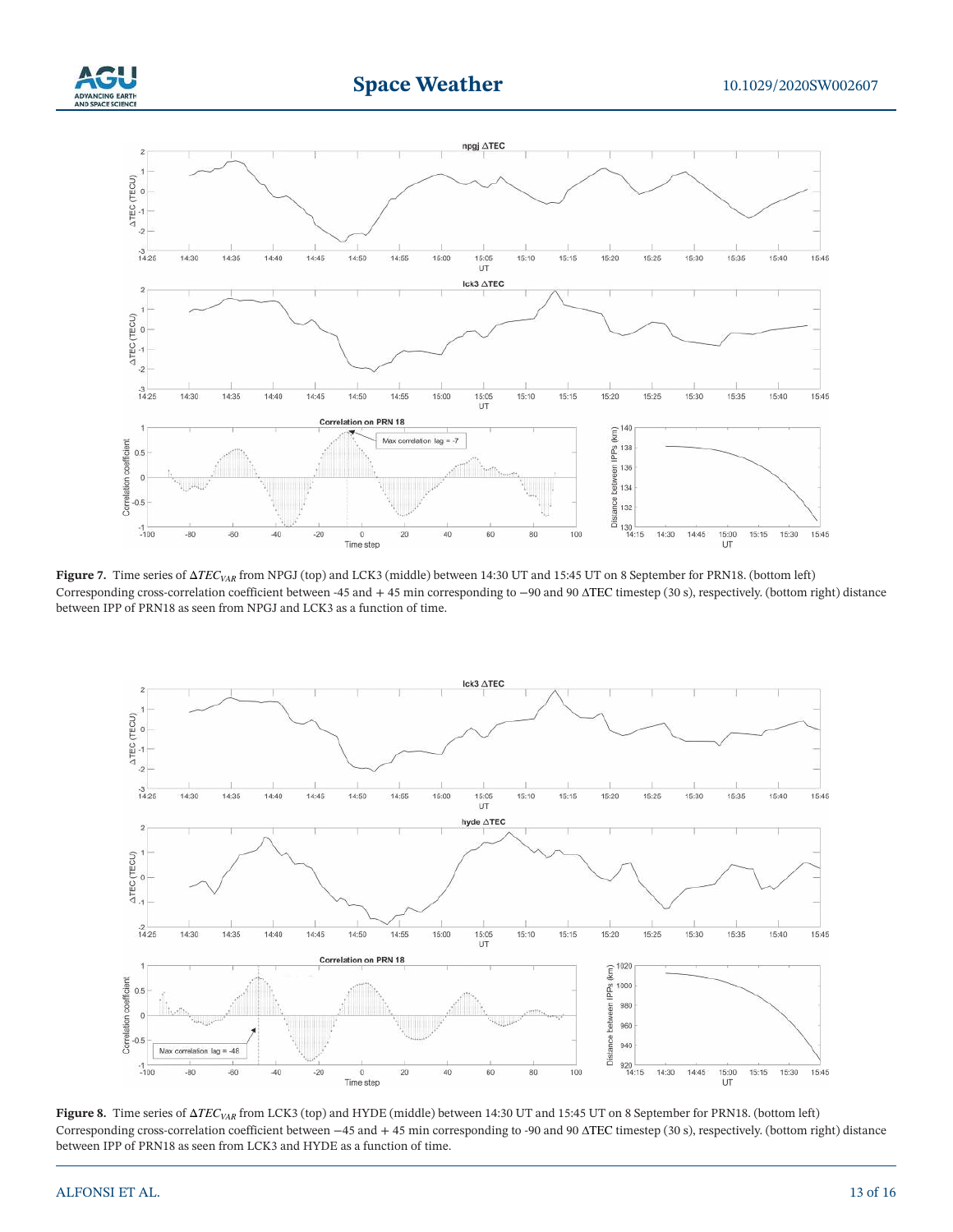**Figure 7.** Time series of $\Delta TEC_{VAR}$ from NPGJ (top) and LCK3 (middle) between 14:30 UT and 15:45 UT on 8 September for PRN18. (bottom left) Corresponding cross-correlation coefficient between -45 and + 45 min corresponding to −90 and 90 ΔTEC timestep (30 s), respectively. (bottom right) distance between IPP of PRN18 as seen from NPGJ and LCK3 as a function of time.

**Figure 8.** Time series of $\Delta TEC_{VAR}$ from LCK3 (top) and HYDE (middle) between 14:30 UT and 15:45 UT on 8 September for PRN18. (bottom left) Corresponding cross-correlation coefficient between −45 and + 45 min corresponding to -90 and 90 ΔTEC timestep (30 s), respectively. (bottom right) distance between IPP of PRN18 as seen from LCK3 and HYDE as a function of time.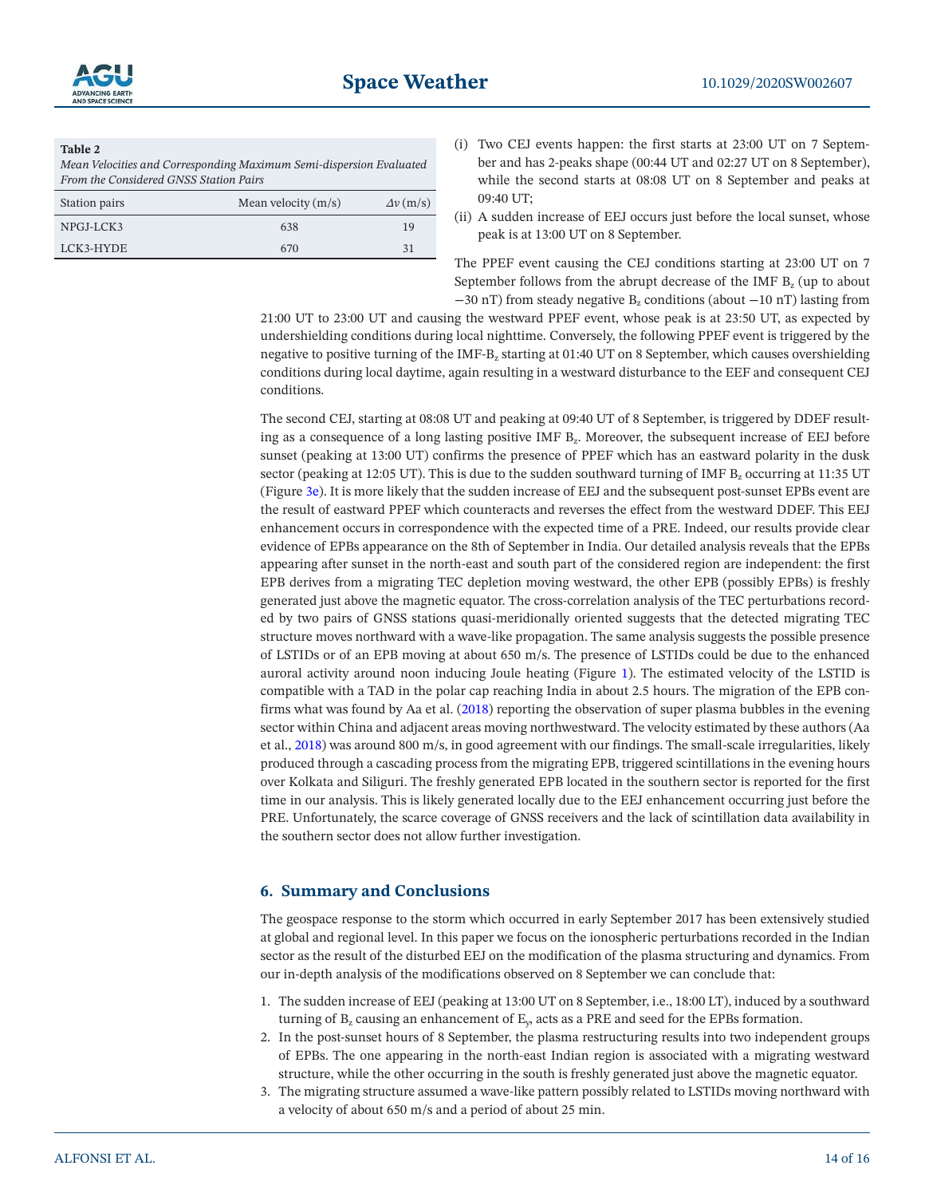**Table 2**
*Mean Velocities and Corresponding Maximum Semi-dispersion Evaluated From the Considered GNSS Station Pairs*

| Station pairs | Mean velocity (m/s) | $\Delta v$ (m/s) |
|---|---|---|
| NPGJ-LCK3 | 638 | 19 |
| LCK3-HYDE | 670 | 31 |

(i) Two CEJ events happen: the first starts at 23:00 UT on 7 September and has 2-peaks shape (00:44 UT and 02:27 UT on 8 September), while the second starts at 08:08 UT on 8 September and peaks at 09:40 UT;
(ii) A sudden increase of EEJ occurs just before the local sunset, whose peak is at 13:00 UT on 8 September.

The PPEF event causing the CEJ conditions starting at 23:00 UT on 7 September follows from the abrupt decrease of the IMF $B_z$ (up to about −30 nT) from steady negative $B_z$ conditions (about −10 nT) lasting from 21:00 UT to 23:00 UT and causing the westward PPEF event, whose peak is at 23:50 UT, as expected by undershielding conditions during local nighttime. Conversely, the following PPEF event is triggered by the negative to positive turning of the IMF-$B_z$ starting at 01:40 UT on 8 September, which causes overshielding conditions during local daytime, again resulting in a westward disturbance to the EEF and consequent CEJ conditions.

The second CEJ, starting at 08:08 UT and peaking at 09:40 UT of 8 September, is triggered by DDEF resulting as a consequence of a long lasting positive IMF $B_z$. Moreover, the subsequent increase of EEJ before sunset (peaking at 13:00 UT) confirms the presence of PPEF which has an eastward polarity in the dusk sector (peaking at 12:05 UT). This is due to the sudden southward turning of IMF $B_z$ occurring at 11:35 UT (Figure 3e). It is more likely that the sudden increase of EEJ and the subsequent post-sunset EPBs event are the result of eastward PPEF which counteracts and reverses the effect from the westward DDEF. This EEJ enhancement occurs in correspondence with the expected time of a PRE. Indeed, our results provide clear evidence of EPBs appearance on the 8th of September in India. Our detailed analysis reveals that the EPBs appearing after sunset in the north-east and south part of the considered region are independent: the first EPB derives from a migrating TEC depletion moving westward, the other EPB (possibly EPBs) is freshly generated just above the magnetic equator. The cross-correlation analysis of the TEC perturbations recorded by two pairs of GNSS stations quasi-meridionally oriented suggests that the detected migrating TEC structure moves northward with a wave-like propagation. The same analysis suggests the possible presence of LSTIDs or of an EPB moving at about 650 m/s. The presence of LSTIDs could be due to the enhanced auroral activity around noon inducing Joule heating (Figure 1). The estimated velocity of the LSTID is compatible with a TAD in the polar cap reaching India in about 2.5 hours. The migration of the EPB confirms what was found by Aa et al. (2018) reporting the observation of super plasma bubbles in the evening sector within China and adjacent areas moving northwestward. The velocity estimated by these authors (Aa et al., 2018) was around 800 m/s, in good agreement with our findings. The small-scale irregularities, likely produced through a cascading process from the migrating EPB, triggered scintillations in the evening hours over Kolkata and Siliguri. The freshly generated EPB located in the southern sector is reported for the first time in our analysis. This is likely generated locally due to the EEJ enhancement occurring just before the PRE. Unfortunately, the scarce coverage of GNSS receivers and the lack of scintillation data availability in the southern sector does not allow further investigation.

## 6. Summary and Conclusions

The geospace response to the storm which occurred in early September 2017 has been extensively studied at global and regional level. In this paper we focus on the ionospheric perturbations recorded in the Indian sector as the result of the disturbed EEJ on the modification of the plasma structuring and dynamics. From our in-depth analysis of the modifications observed on 8 September we can conclude that:

1. The sudden increase of EEJ (peaking at 13:00 UT on 8 September, i.e., 18:00 LT), induced by a southward turning of $B_z$ causing an enhancement of $E_y$, acts as a PRE and seed for the EPBs formation.
2. In the post-sunset hours of 8 September, the plasma restructuring results into two independent groups of EPBs. The one appearing in the north-east Indian region is associated with a migrating westward structure, while the other occurring in the south is freshly generated just above the magnetic equator.
3. The migrating structure assumed a wave-like pattern possibly related to LSTIDs moving northward with a velocity of about 650 m/s and a period of about 25 min.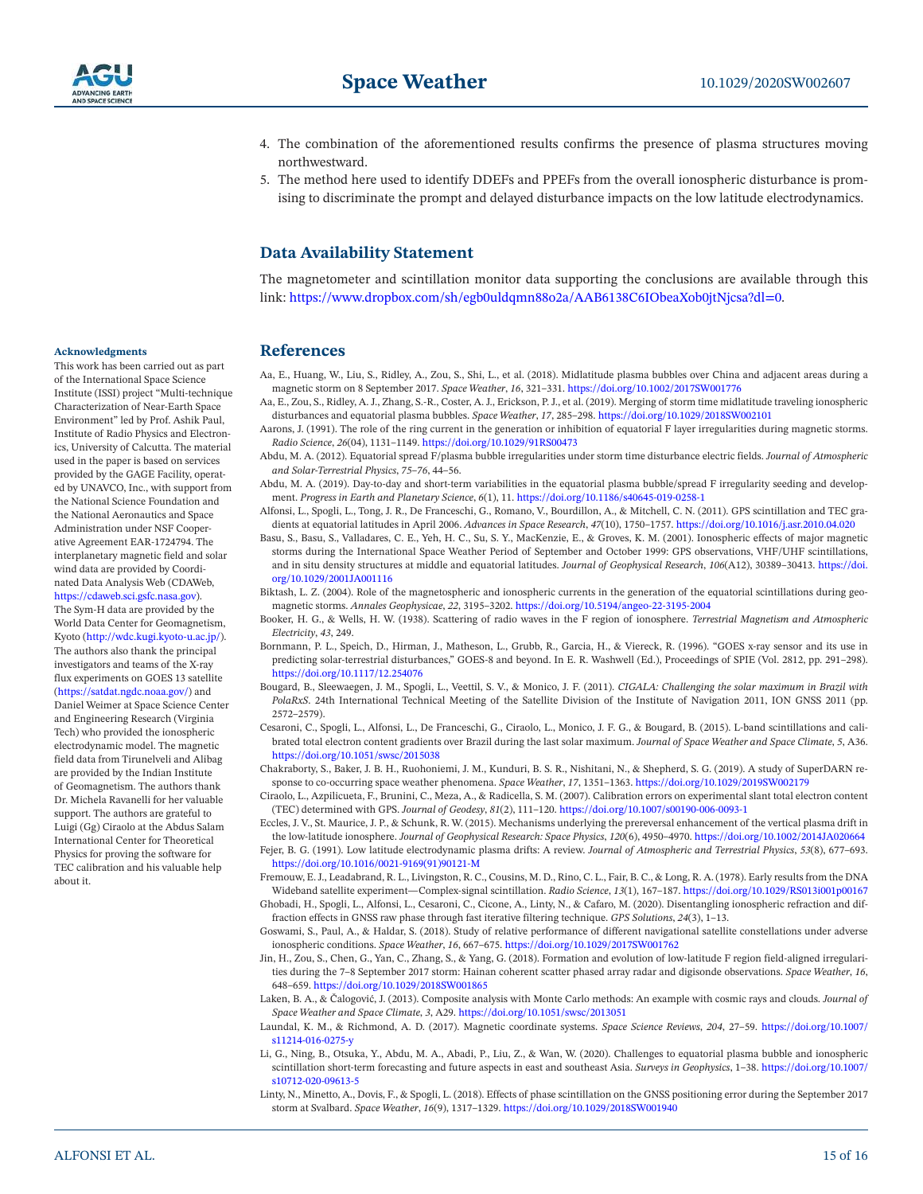4. The combination of the aforementioned results confirms the presence of plasma structures moving northwestward.
5. The method here used to identify DDEFs and PPEFs from the overall ionospheric disturbance is promising to discriminate the prompt and delayed disturbance impacts on the low latitude electrodynamics.

## Data Availability Statement

The magnetometer and scintillation monitor data supporting the conclusions are available through this link: https://www.dropbox.com/sh/egb0uldqmn88o2a/AAB6138C6IObeaXob0jtNjcsa?dl=0.

## Acknowledgments

This work has been carried out as part of the International Space Science Institute (ISSI) project "Multi-technique Characterization of Near-Earth Space Environment" led by Prof. Ashik Paul, Institute of Radio Physics and Electronics, University of Calcutta. The material used in the paper is based on services provided by the GAGE Facility, operated by UNAVCO, Inc., with support from the National Science Foundation and the National Aeronautics and Space Administration under NSF Cooperative Agreement EAR-1724794. The interplanetary magnetic field and solar wind data are provided by Coordinated Data Analysis Web (CDAWeb, https://cdaweb.sci.gsfc.nasa.gov). The Sym-H data are provided by the World Data Center for Geomagnetism, Kyoto (http://wdc.kugi.kyoto-u.ac.jp/). The authors also thank the principal investigators and teams of the X-ray flux experiments on GOES 13 satellite (https://satdat.ngdc.noaa.gov/) and Daniel Weimer at Space Science Center and Engineering Research (Virginia Tech) who provided the ionospheric electrodynamic model. The magnetic field data from Tirunelveli and Alibag are provided by the Indian Institute of Geomagnetism. The authors thank Dr. Michela Ravanelli for her valuable support. The authors are grateful to Luigi (Gg) Ciraolo at the Abdus Salam International Center for Theoretical Physics for proving the software for TEC calibration and his valuable help about it.

## References

Aa, E., Huang, W., Liu, S., Ridley, A., Zou, S., Shi, L., et al. (2018). Midlatitude plasma bubbles over China and adjacent areas during a magnetic storm on 8 September 2017. *Space Weather*, *16*, 321–331. https://doi.org/10.1002/2017SW001776

Aa, E., Zou, S., Ridley, A. J., Zhang, S.-R., Coster, A. J., Erickson, P. J., et al. (2019). Merging of storm time midlatitude traveling ionospheric disturbances and equatorial plasma bubbles. *Space Weather*, *17*, 285–298. https://doi.org/10.1029/2018SW002101

Aarons, J. (1991). The role of the ring current in the generation or inhibition of equatorial F layer irregularities during magnetic storms. *Radio Science*, *26*(04), 1131–1149. https://doi.org/10.1029/91RS00473

Abdu, M. A. (2012). Equatorial spread F/plasma bubble irregularities under storm time disturbance electric fields. *Journal of Atmospheric and Solar-Terrestrial Physics*, *75–76*, 44–56.

Abdu, M. A. (2019). Day-to-day and short-term variabilities in the equatorial plasma bubble/spread F irregularity seeding and development. *Progress in Earth and Planetary Science*, *6*(1), 11. https://doi.org/10.1186/s40645-019-0258-1

Alfonsi, L., Spogli, L., Tong, J. R., De Franceschi, G., Romano, V., Bourdillon, A., & Mitchell, C. N. (2011). GPS scintillation and TEC gradients at equatorial latitudes in April 2006. *Advances in Space Research*, *47*(10), 1750–1757. https://doi.org/10.1016/j.asr.2010.04.020

Basu, S., Basu, S., Valladares, C. E., Yeh, H. C., Su, S. Y., MacKenzie, E., & Groves, K. M. (2001). Ionospheric effects of major magnetic storms during the International Space Weather Period of September and October 1999: GPS observations, VHF/UHF scintillations, and in situ density structures at middle and equatorial latitudes. *Journal of Geophysical Research*, *106*(A12), 30389–30413. https://doi.org/10.1029/2001JA001116

Biktash, L. Z. (2004). Role of the magnetospheric and ionospheric currents in the generation of the equatorial scintillations during geomagnetic storms. *Annales Geophysicae*, *22*, 3195–3202. https://doi.org/10.5194/angeo-22-3195-2004

Booker, H. G., & Wells, H. W. (1938). Scattering of radio waves in the F region of ionosphere. *Terrestrial Magnetism and Atmospheric Electricity*, *43*, 249.

Bornmann, P. L., Speich, D., Hirman, J., Matheson, L., Grubb, R., Garcia, H., & Viereck, R. (1996). "GOES x-ray sensor and its use in predicting solar-terrestrial disturbances," GOES-8 and beyond. In E. R. Washwell (Ed.), Proceedings of SPIE (Vol. 2812, pp. 291–298). https://doi.org/10.1117/12.254076

Bougard, B., Sleewaegen, J. M., Spogli, L., Veettil, S. V., & Monico, J. F. (2011). *CIGALA: Challenging the solar maximum in Brazil with PolaRxS*. 24th International Technical Meeting of the Satellite Division of the Institute of Navigation 2011, ION GNSS 2011 (pp. 2572–2579).

Cesaroni, C., Spogli, L., Alfonsi, L., De Franceschi, G., Ciraolo, L., Monico, J. F. G., & Bougard, B. (2015). L-band scintillations and calibrated total electron content gradients over Brazil during the last solar maximum. *Journal of Space Weather and Space Climate*, *5*, A36. https://doi.org/10.1051/swsc/2015038

Chakraborty, S., Baker, J. B. H., Ruohoniemi, J. M., Kunduri, B. S. R., Nishitani, N., & Shepherd, S. G. (2019). A study of SuperDARN response to co-occurring space weather phenomena. *Space Weather*, *17*, 1351–1363. https://doi.org/10.1029/2019SW002179

Ciraolo, L., Azpilicueta, F., Brunini, C., Meza, A., & Radicella, S. M. (2007). Calibration errors on experimental slant total electron content (TEC) determined with GPS. *Journal of Geodesy*, *81*(2), 111–120. https://doi.org/10.1007/s00190-006-0093-1

Eccles, J. V., St. Maurice, J. P., & Schunk, R. W. (2015). Mechanisms underlying the prereversal enhancement of the vertical plasma drift in the low-latitude ionosphere. *Journal of Geophysical Research: Space Physics*, *120*(6), 4950–4970. https://doi.org/10.1002/2014JA020664

Fejer, B. G. (1991). Low latitude electrodynamic plasma drifts: A review. *Journal of Atmospheric and Terrestrial Physics*, *53*(8), 677–693. https://doi.org/10.1016/0021-9169(91)90121-M

Fremouw, E. J., Leadabrand, R. L., Livingston, R. C., Cousins, M. D., Rino, C. L., Fair, B. C., & Long, R. A. (1978). Early results from the DNA Wideband satellite experiment—Complex-signal scintillation. *Radio Science*, *13*(1), 167–187. https://doi.org/10.1029/RS013i001p00167

Ghobadi, H., Spogli, L., Alfonsi, L., Cesaroni, C., Cicone, A., Linty, N., & Cafaro, M. (2020). Disentangling ionospheric refraction and diffraction effects in GNSS raw phase through fast iterative filtering technique. *GPS Solutions*, *24*(3), 1–13.

Goswami, S., Paul, A., & Haldar, S. (2018). Study of relative performance of different navigational satellite constellations under adverse ionospheric conditions. *Space Weather*, *16*, 667–675. https://doi.org/10.1029/2017SW001762

Jin, H., Zou, S., Chen, G., Yan, C., Zhang, S., & Yang, G. (2018). Formation and evolution of low-latitude F region field-aligned irregularities during the 7–8 September 2017 storm: Hainan coherent scatter phased array radar and digisonde observations. *Space Weather*, *16*, 648–659. https://doi.org/10.1029/2018SW001865

Laken, B. A., & Čalogović, J. (2013). Composite analysis with Monte Carlo methods: An example with cosmic rays and clouds. *Journal of Space Weather and Space Climate*, *3*, A29. https://doi.org/10.1051/swsc/2013051

Laundal, K. M., & Richmond, A. D. (2017). Magnetic coordinate systems. *Space Science Reviews*, *204*, 27–59. https://doi.org/10.1007/s11214-016-0275-y

Li, G., Ning, B., Otsuka, Y., Abdu, M. A., Abadi, P., Liu, Z., & Wan, W. (2020). Challenges to equatorial plasma bubble and ionospheric scintillation short-term forecasting and future aspects in east and southeast Asia. *Surveys in Geophysics*, 1–38. https://doi.org/10.1007/s10712-020-09613-5

Linty, N., Minetto, A., Dovis, F., & Spogli, L. (2018). Effects of phase scintillation on the GNSS positioning error during the September 2017 storm at Svalbard. *Space Weather*, *16*(9), 1317–1329. https://doi.org/10.1029/2018SW001940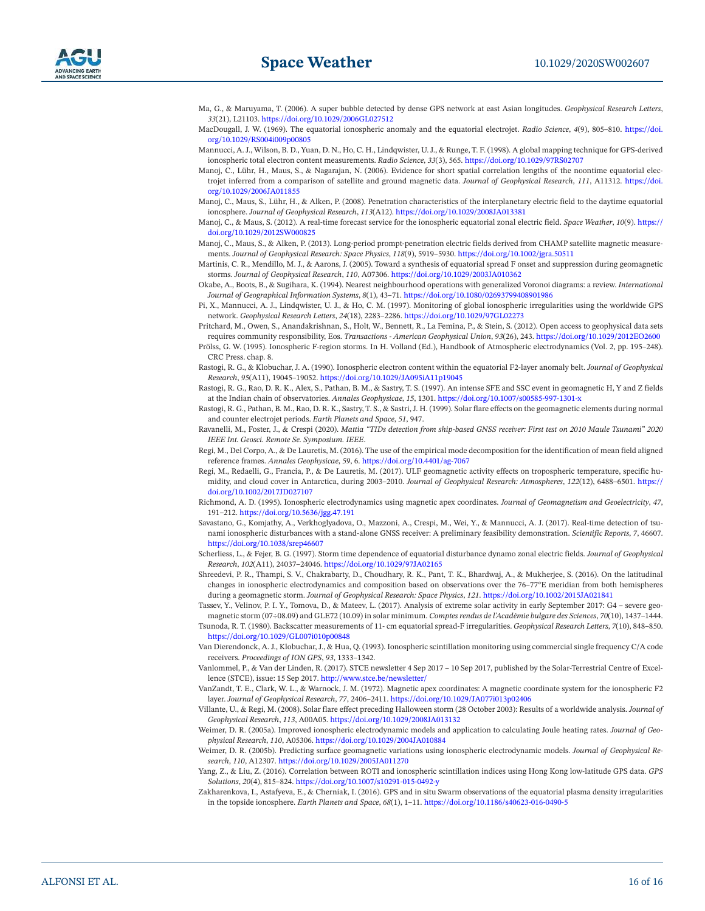Ma, G., & Maruyama, T. (2006). A super bubble detected by dense GPS network at east Asian longitudes. *Geophysical Research Letters*, *33*(21), L21103. https://doi.org/10.1029/2006GL027512

MacDougall, J. W. (1969). The equatorial ionospheric anomaly and the equatorial electrojet. *Radio Science*, *4*(9), 805–810. https://doi.org/10.1029/RS004i009p00805

Mannucci, A. J., Wilson, B. D., Yuan, D. N., Ho, C. H., Lindqwister, U. J., & Runge, T. F. (1998). A global mapping technique for GPS-derived ionospheric total electron content measurements. *Radio Science*, *33*(3), 565. https://doi.org/10.1029/97RS02707

Manoj, C., Lühr, H., Maus, S., & Nagarajan, N. (2006). Evidence for short spatial correlation lengths of the noontime equatorial electrojet inferred from a comparison of satellite and ground magnetic data. *Journal of Geophysical Research*, *111*, A11312. https://doi.org/10.1029/2006JA011855

Manoj, C., Maus, S., Lühr, H., & Alken, P. (2008). Penetration characteristics of the interplanetary electric field to the daytime equatorial ionosphere. *Journal of Geophysical Research*, *113*(A12). https://doi.org/10.1029/2008JA013381

Manoj, C., & Maus, S. (2012). A real-time forecast service for the ionospheric equatorial zonal electric field. *Space Weather*, *10*(9). https://doi.org/10.1029/2012SW000825

Manoj, C., Maus, S., & Alken, P. (2013). Long-period prompt-penetration electric fields derived from CHAMP satellite magnetic measurements. *Journal of Geophysical Research: Space Physics*, *118*(9), 5919–5930. https://doi.org/10.1002/jgra.50511

Martinis, C. R., Mendillo, M. J., & Aarons, J. (2005). Toward a synthesis of equatorial spread F onset and suppression during geomagnetic storms. *Journal of Geophysical Research*, *110*, A07306. https://doi.org/10.1029/2003JA010362

Okabe, A., Boots, B., & Sugihara, K. (1994). Nearest neighbourhood operations with generalized Voronoi diagrams: a review. *International Journal of Geographical Information Systems*, *8*(1), 43–71. https://doi.org/10.1080/02693799408901986

Pi, X., Mannucci, A. J., Lindqwister, U. J., & Ho, C. M. (1997). Monitoring of global ionospheric irregularities using the worldwide GPS network. *Geophysical Research Letters*, *24*(18), 2283–2286. https://doi.org/10.1029/97GL02273

Pritchard, M., Owen, S., Anandakrishnan, S., Holt, W., Bennett, R., La Femina, P., & Stein, S. (2012). Open access to geophysical data sets requires community responsibility, Eos. *Transactions - American Geophysical Union*, *93*(26), 243. https://doi.org/10.1029/2012EO2600

Prölss, G. W. (1995). Ionospheric F-region storms. In H. Volland (Ed.), Handbook of Atmospheric electrodynamics (Vol. 2, pp. 195–248). CRC Press. chap. 8.

Rastogi, R. G., & Klobuchar, J. A. (1990). Ionospheric electron content within the equatorial F2-layer anomaly belt. *Journal of Geophysical Research*, *95*(A11), 19045–19052. https://doi.org/10.1029/JA095iA11p19045

Rastogi, R. G., Rao, D. R. K., Alex, S., Pathan, B. M., & Sastry, T. S. (1997). An intense SFE and SSC event in geomagnetic H, Y and Z fields at the Indian chain of observatories. *Annales Geophysicae*, *15*, 1301. https://doi.org/10.1007/s00585-997-1301-x

Rastogi, R. G., Pathan, B. M., Rao, D. R. K., Sastry, T. S., & Sastri, J. H. (1999). Solar flare effects on the geomagnetic elements during normal and counter electrojet periods. *Earth Planets and Space*, *51*, 947.

Ravanelli, M., Foster, J., & Crespi (2020). *Mattia "TIDs detection from ship-based GNSS receiver: First test on 2010 Maule Tsunami" 2020 IEEE Int. Geosci. Remote Se. Symposium. IEEE*.

Regi, M., Del Corpo, A., & De Lauretis, M. (2016). The use of the empirical mode decomposition for the identification of mean field aligned reference frames. *Annales Geophysicae*, *59*, 6. https://doi.org/10.4401/ag-7067

Regi, M., Redaelli, G., Francia, P., & De Lauretis, M. (2017). ULF geomagnetic activity effects on tropospheric temperature, specific humidity, and cloud cover in Antarctica, during 2003–2010. *Journal of Geophysical Research: Atmospheres*, *122*(12), 6488–6501. https://doi.org/10.1002/2017JD027107

Richmond, A. D. (1995). Ionospheric electrodynamics using magnetic apex coordinates. *Journal of Geomagnetism and Geoelectricity*, *47*, 191–212. https://doi.org/10.5636/jgg.47.191

Savastano, G., Komjathy, A., Verkhoglyadova, O., Mazzoni, A., Crespi, M., Wei, Y., & Mannucci, A. J. (2017). Real-time detection of tsunami ionospheric disturbances with a stand-alone GNSS receiver: A preliminary feasibility demonstration. *Scientific Reports*, *7*, 46607. https://doi.org/10.1038/srep46607

Scherliess, L., & Fejer, B. G. (1997). Storm time dependence of equatorial disturbance dynamo zonal electric fields. *Journal of Geophysical Research*, *102*(A11), 24037–24046. https://doi.org/10.1029/97JA02165

Shreedevi, P. R., Thampi, S. V., Chakrabarty, D., Choudhary, R. K., Pant, T. K., Bhardwaj, A., & Mukherjee, S. (2016). On the latitudinal changes in ionospheric electrodynamics and composition based on observations over the 76–77°E meridian from both hemispheres during a geomagnetic storm. *Journal of Geophysical Research: Space Physics*, *121*. https://doi.org/10.1002/2015JA021841

Tassev, Y., Velinov, P. I. Y., Tomova, D., & Mateev, L. (2017). Analysis of extreme solar activity in early September 2017: G4 – severe geomagnetic storm (07÷08.09) and GLE72 (10.09) in solar minimum. *Comptes rendus de l'Académie bulgare des Sciences*, *70*(10), 1437–1444.

Tsunoda, R. T. (1980). Backscatter measurements of 11- cm equatorial spread-F irregularities. *Geophysical Research Letters*, *7*(10), 848–850. https://doi.org/10.1029/GL007i010p00848

Van Dierendonck, A. J., Klobuchar, J., & Hua, Q. (1993). Ionospheric scintillation monitoring using commercial single frequency C/A code receivers. *Proceedings of ION GPS*, *93*, 1333–1342.

Vanlommel, P., & Van der Linden, R. (2017). STCE newsletter 4 Sep 2017 – 10 Sep 2017, published by the Solar-Terrestrial Centre of Excellence (STCE), issue: 15 Sep 2017. http://www.stce.be/newsletter/

VanZandt, T. E., Clark, W. L., & Warnock, J. M. (1972). Magnetic apex coordinates: A magnetic coordinate system for the ionospheric F2 layer. *Journal of Geophysical Research*, *77*, 2406–2411. https://doi.org/10.1029/JA077i013p02406

Villante, U., & Regi, M. (2008). Solar flare effect preceding Halloween storm (28 October 2003): Results of a worldwide analysis. *Journal of Geophysical Research*, *113*, A00A05. https://doi.org/10.1029/2008JA013132

Weimer, D. R. (2005a). Improved ionospheric electrodynamic models and application to calculating Joule heating rates. *Journal of Geophysical Research*, *110*, A05306. https://doi.org/10.1029/2004JA010884

Weimer, D. R. (2005b). Predicting surface geomagnetic variations using ionospheric electrodynamic models. *Journal of Geophysical Research*, *110*, A12307. https://doi.org/10.1029/2005JA011270

Yang, Z., & Liu, Z. (2016). Correlation between ROTI and ionospheric scintillation indices using Hong Kong low-latitude GPS data. *GPS Solutions*, *20*(4), 815–824. https://doi.org/10.1007/s10291-015-0492-y

Zakharenkova, I., Astafyeva, E., & Cherniak, I. (2016). GPS and in situ Swarm observations of the equatorial plasma density irregularities in the topside ionosphere. *Earth Planets and Space*, *68*(1), 1–11. https://doi.org/10.1186/s40623-016-0490-5